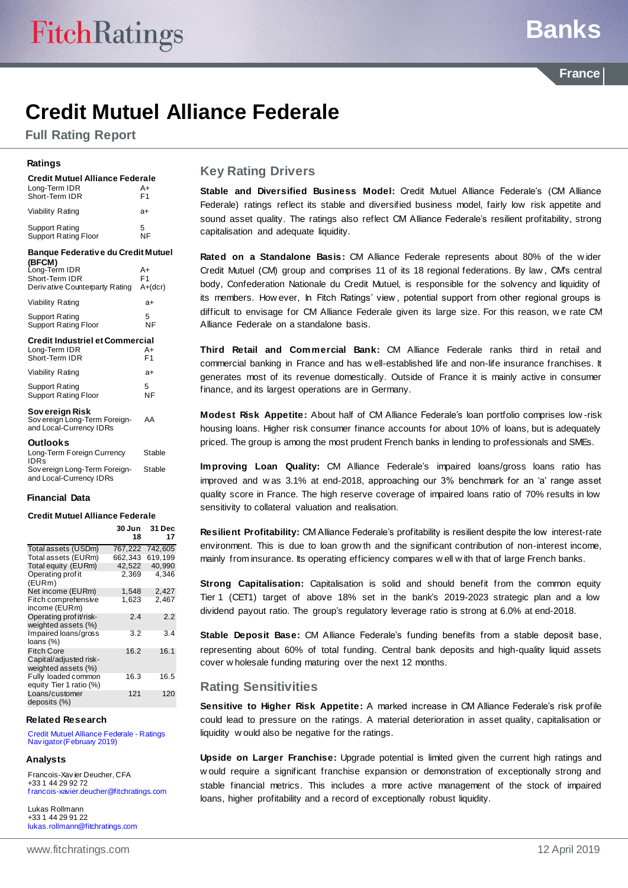Banks

France

# Credit Mutuel Alliance Federale

## Full Rating Report

### Ratings

**Credit Mutuel Alliance Federale**

| | |
|---|---|
| Long-Term IDR | A+ |
| Short-Term IDR | F1 |
| Viability Rating | a+ |
| Support Rating | 5 |
| Support Rating Floor | NF |

**Banque Federative du Credit Mutuel (BFCM)**

| | |
|---|---|
| Long-Term IDR | A+ |
| Short-Term IDR | F1 |
| Derivative Counterparty Rating | A+(dcr) |
| Viability Rating | a+ |
| Support Rating | 5 |
| Support Rating Floor | NF |

**Credit Industriel et Commercial**

| | |
|---|---|
| Long-Term IDR | A+ |
| Short-Term IDR | F1 |
| Viability Rating | a+ |
| Support Rating | 5 |
| Support Rating Floor | NF |

**Sovereign Risk**

| | |
|---|---|
| Sovereign Long-Term Foreign- and Local-Currency IDRs | AA |

**Outlooks**

| | |
|---|---|
| Long-Term Foreign Currency IDRs | Stable |
| Sovereign Long-Term Foreign- and Local-Currency IDRs | Stable |

### Financial Data

**Credit Mutuel Alliance Federale**

| | 30 Jun 18 | 31 Dec 17 |
|---|---|---|
| Total assets (USDm) | 767,222 | 742,605 |
| Total assets (EURm) | 662,343 | 619,199 |
| Total equity (EURm) | 42,522 | 40,990 |
| Operating profit (EURm) | 2,369 | 4,346 |
| Net income (EURm) | 1,548 | 2,427 |
| Fitch comprehensive income (EURm) | 1,623 | 2,467 |
| Operating profit/risk-weighted assets (%) | 2.4 | 2.2 |
| Impaired loans/gross loans (%) | 3.2 | 3.4 |
| Fitch Core Capital/adjusted risk-weighted assets (%) | 16.2 | 16.1 |
| Fully loaded common equity Tier 1 ratio (%) | 16.3 | 16.5 |
| Loans/customer deposits (%) | 121 | 120 |

### Related Research

Credit Mutuel Alliance Federale - Ratings Navigator (February 2019)

### Analysts

Francois-Xavier Deucher, CFA
+33 1 44 29 92 72
francois-xavier.deucher@fitchratings.com

Lukas Rollmann
+33 1 44 29 91 22
lukas.rollmann@fitchratings.com

## Key Rating Drivers

**Stable and Diversified Business Model:** Credit Mutuel Alliance Federale's (CM Alliance Federale) ratings reflect its stable and diversified business model, fairly low risk appetite and sound asset quality. The ratings also reflect CM Alliance Federale's resilient profitability, strong capitalisation and adequate liquidity.

**Rated on a Standalone Basis:** CM Alliance Federale represents about 80% of the wider Credit Mutuel (CM) group and comprises 11 of its 18 regional federations. By law, CM's central body, Confederation Nationale du Credit Mutuel, is responsible for the solvency and liquidity of its members. However, In Fitch Ratings' view, potential support from other regional groups is difficult to envisage for CM Alliance Federale given its large size. For this reason, we rate CM Alliance Federale on a standalone basis.

**Third Retail and Commercial Bank:** CM Alliance Federale ranks third in retail and commercial banking in France and has well-established life and non-life insurance franchises. It generates most of its revenue domestically. Outside of France it is mainly active in consumer finance, and its largest operations are in Germany.

**Modest Risk Appetite:** About half of CM Alliance Federale's loan portfolio comprises low-risk housing loans. Higher risk consumer finance accounts for about 10% of loans, but is adequately priced. The group is among the most prudent French banks in lending to professionals and SMEs.

**Improving Loan Quality:** CM Alliance Federale's impaired loans/gross loans ratio has improved and was 3.1% at end-2018, approaching our 3% benchmark for an 'a' range asset quality score in France. The high reserve coverage of impaired loans ratio of 70% results in low sensitivity to collateral valuation and realisation.

**Resilient Profitability:** CM Alliance Federale's profitability is resilient despite the low interest-rate environment. This is due to loan growth and the significant contribution of non-interest income, mainly from insurance. Its operating efficiency compares well with that of large French banks.

**Strong Capitalisation:** Capitalisation is solid and should benefit from the common equity Tier 1 (CET1) target of above 18% set in the bank's 2019-2023 strategic plan and a low dividend payout ratio. The group's regulatory leverage ratio is strong at 6.0% at end-2018.

**Stable Deposit Base:** CM Alliance Federale's funding benefits from a stable deposit base, representing about 60% of total funding. Central bank deposits and high-quality liquid assets cover wholesale funding maturing over the next 12 months.

## Rating Sensitivities

**Sensitive to Higher Risk Appetite:** A marked increase in CM Alliance Federale's risk profile could lead to pressure on the ratings. A material deterioration in asset quality, capitalisation or liquidity would also be negative for the ratings.

**Upside on Larger Franchise:** Upgrade potential is limited given the current high ratings and would require a significant franchise expansion or demonstration of exceptionally strong and stable financial metrics. This includes a more active management of the stock of impaired loans, higher profitability and a record of exceptionally robust liquidity.

www.fitchratings.com

12 April 2019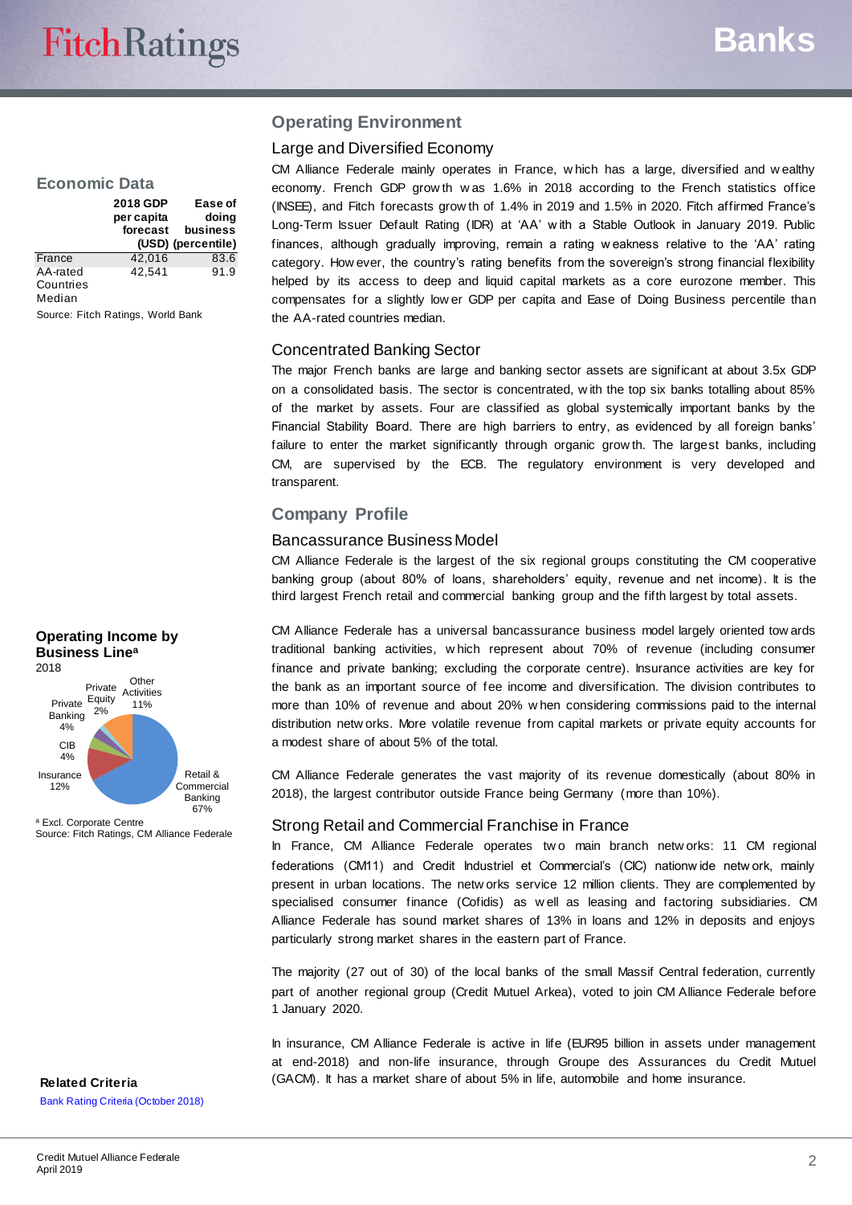## Operating Environment

### Large and Diversified Economy

CM Alliance Federale mainly operates in France, which has a large, diversified and wealthy economy. French GDP growth was 1.6% in 2018 according to the French statistics office (INSEE), and Fitch forecasts growth of 1.4% in 2019 and 1.5% in 2020. Fitch affirmed France's Long-Term Issuer Default Rating (IDR) at 'AA' with a Stable Outlook in January 2019. Public finances, although gradually improving, remain a rating weakness relative to the 'AA' rating category. However, the country's rating benefits from the sovereign's strong financial flexibility helped by its access to deep and liquid capital markets as a core eurozone member. This compensates for a slightly lower GDP per capita and Ease of Doing Business percentile than the AA-rated countries median.

### Economic Data

| | 2018 GDP per capita forecast (USD) | Ease of doing business (percentile) |
|---|---|---|
| France | 42,016 | 83.6 |
| AA-rated Countries Median | 42,541 | 91.9 |

Source: Fitch Ratings, World Bank

### Concentrated Banking Sector

The major French banks are large and banking sector assets are significant at about 3.5x GDP on a consolidated basis. The sector is concentrated, with the top six banks totalling about 85% of the market by assets. Four are classified as global systemically important banks by the Financial Stability Board. There are high barriers to entry, as evidenced by all foreign banks' failure to enter the market significantly through organic growth. The largest banks, including CM, are supervised by the ECB. The regulatory environment is very developed and transparent.

## Company Profile

### Bancassurance Business Model

CM Alliance Federale is the largest of the six regional groups constituting the CM cooperative banking group (about 80% of loans, shareholders' equity, revenue and net income). It is the third largest French retail and commercial banking group and the fifth largest by total assets.

CM Alliance Federale has a universal bancassurance business model largely oriented towards traditional banking activities, which represent about 70% of revenue (including consumer finance and private banking; excluding the corporate centre). Insurance activities are key for the bank as an important source of fee income and diversification. The division contributes to more than 10% of revenue and about 20% when considering commissions paid to the internal distribution networks. More volatile revenue from capital markets or private equity accounts for a modest share of about 5% of the total.

**Operating Income by Business Line[a]**
2018

Other Activities 11%
Private Equity 2%
Private Banking 4%
CIB 4%
Insurance 12%
Retail & Commercial Banking 67%

[a] Excl. Corporate Centre
Source: Fitch Ratings, CM Alliance Federale

CM Alliance Federale generates the vast majority of its revenue domestically (about 80% in 2018), the largest contributor outside France being Germany (more than 10%).

### Strong Retail and Commercial Franchise in France

In France, CM Alliance Federale operates two main branch networks: 11 CM regional federations (CM11) and Credit Industriel et Commercial's (CIC) nationwide network, mainly present in urban locations. The networks service 12 million clients. They are complemented by specialised consumer finance (Cofidis) as well as leasing and factoring subsidiaries. CM Alliance Federale has sound market shares of 13% in loans and 12% in deposits and enjoys particularly strong market shares in the eastern part of France.

The majority (27 out of 30) of the local banks of the small Massif Central federation, currently part of another regional group (Credit Mutuel Arkea), voted to join CM Alliance Federale before 1 January 2020.

In insurance, CM Alliance Federale is active in life (EUR95 billion in assets under management at end-2018) and non-life insurance, through Groupe des Assurances du Credit Mutuel (GACM). It has a market share of about 5% in life, automobile and home insurance.

**Related Criteria**

Bank Rating Criteria (October 2018)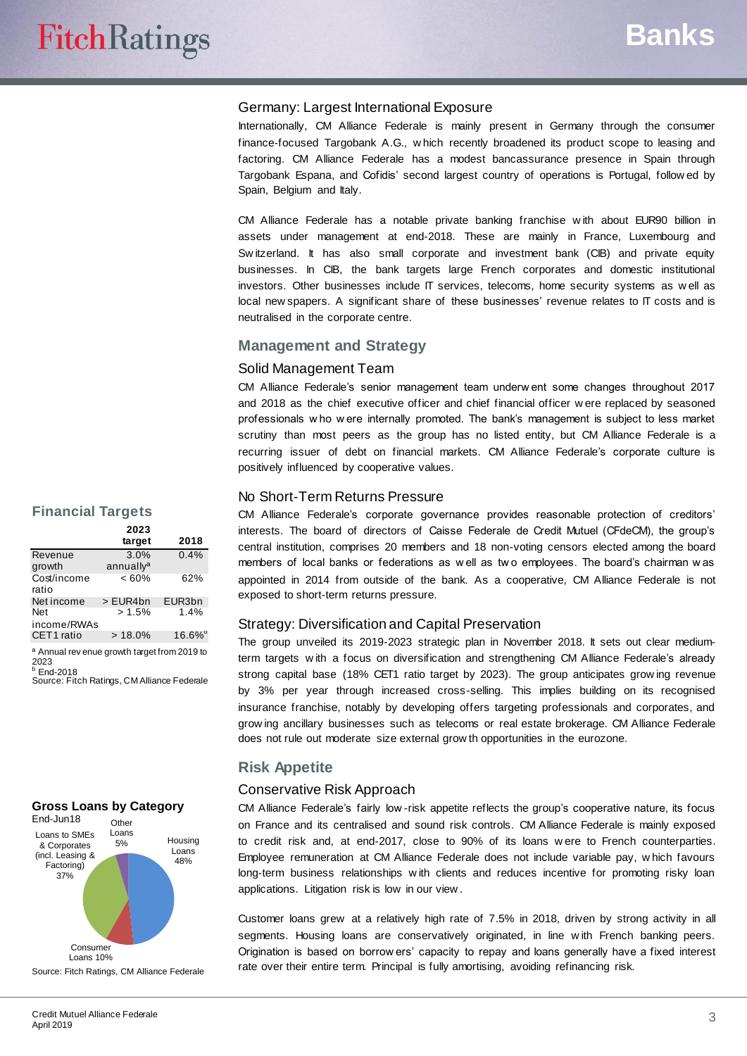## Germany: Largest International Exposure

Internationally, CM Alliance Federale is mainly present in Germany through the consumer finance-focused Targobank A.G., which recently broadened its product scope to leasing and factoring. CM Alliance Federale has a modest bancassurance presence in Spain through Targobank Espana, and Cofidis' second largest country of operations is Portugal, followed by Spain, Belgium and Italy.

CM Alliance Federale has a notable private banking franchise with about EUR90 billion in assets under management at end-2018. These are mainly in France, Luxembourg and Switzerland. It has also small corporate and investment bank (CIB) and private equity businesses. In CIB, the bank targets large French corporates and domestic institutional investors. Other businesses include IT services, telecoms, home security systems as well as local newspapers. A significant share of these businesses' revenue relates to IT costs and is neutralised in the corporate centre.

# Management and Strategy

## Solid Management Team

CM Alliance Federale's senior management team underwent some changes throughout 2017 and 2018 as the chief executive officer and chief financial officer were replaced by seasoned professionals who were internally promoted. The bank's management is subject to less market scrutiny than most peers as the group has no listed entity, but CM Alliance Federale is a recurring issuer of debt on financial markets. CM Alliance Federale's corporate culture is positively influenced by cooperative values.

## No Short-Term Returns Pressure

CM Alliance Federale's corporate governance provides reasonable protection of creditors' interests. The board of directors of Caisse Federale de Credit Mutuel (CFdeCM), the group's central institution, comprises 20 members and 18 non-voting censors elected among the board members of local banks or federations as well as two employees. The board's chairman was appointed in 2014 from outside of the bank. As a cooperative, CM Alliance Federale is not exposed to short-term returns pressure.

### Financial Targets

| | 2023 target | 2018 |
|---|---|---|
| Revenue growth | 3.0% annually[a] | 0.4% |
| Cost/income ratio | < 60% | 62% |
| Net income | > EUR4bn | EUR3bn |
| Net income/RWAs | > 1.5% | 1.4% |
| CET1 ratio | > 18.0% | 16.6%[b] |

[a] Annual revenue growth target from 2019 to 2023
[b] End-2018
Source: Fitch Ratings, CM Alliance Federale

## Strategy: Diversification and Capital Preservation

The group unveiled its 2019-2023 strategic plan in November 2018. It sets out clear medium-term targets with a focus on diversification and strengthening CM Alliance Federale's already strong capital base (18% CET1 ratio target by 2023). The group anticipates growing revenue by 3% per year through increased cross-selling. This implies building on its recognised insurance franchise, notably by developing offers targeting professionals and corporates, and growing ancillary businesses such as telecoms or real estate brokerage. CM Alliance Federale does not rule out moderate size external growth opportunities in the eurozone.

# Risk Appetite

## Conservative Risk Approach

CM Alliance Federale's fairly low-risk appetite reflects the group's cooperative nature, its focus on France and its centralised and sound risk controls. CM Alliance Federale is mainly exposed to credit risk and, at end-2017, close to 90% of its loans were to French counterparties. Employee remuneration at CM Alliance Federale does not include variable pay, which favours long-term business relationships with clients and reduces incentive for promoting risky loan applications. Litigation risk is low in our view.

Customer loans grew at a relatively high rate of 7.5% in 2018, driven by strong activity in all segments. Housing loans are conservatively originated, in line with French banking peers. Origination is based on borrowers' capacity to repay and loans generally have a fixed interest rate over their entire term. Principal is fully amortising, avoiding refinancing risk.

### Gross Loans by Category

End-Jun18

| Category | Share |
|---|---|
| Housing Loans | 48% |
| Loans to SMEs & Corporates (incl. Leasing & Factoring) | 37% |
| Consumer Loans | 10% |
| Other Loans | 5% |

Source: Fitch Ratings, CM Alliance Federale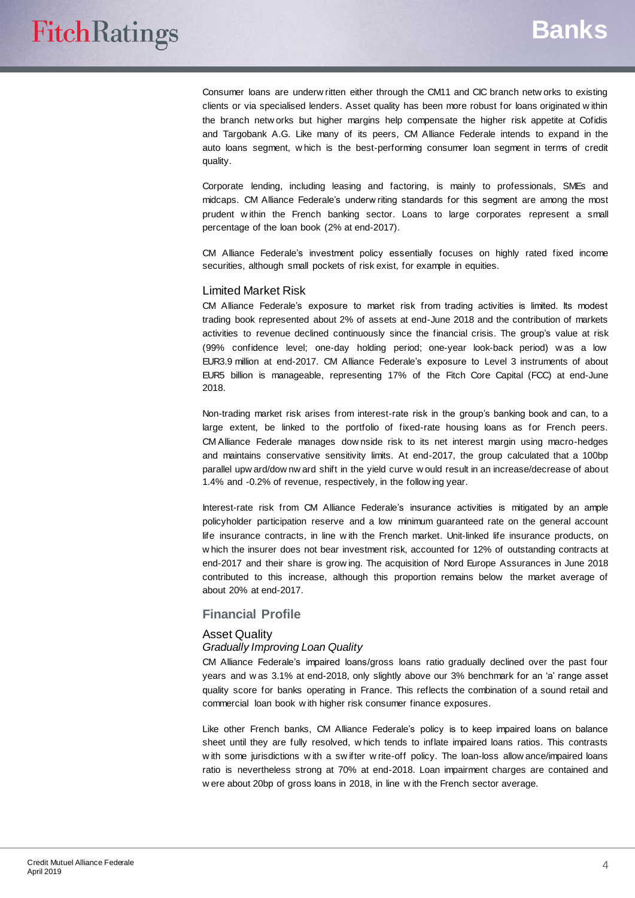Consumer loans are underwritten either through the CM11 and CIC branch networks to existing clients or via specialised lenders. Asset quality has been more robust for loans originated within the branch networks but higher margins help compensate the higher risk appetite at Cofidis and Targobank A.G. Like many of its peers, CM Alliance Federale intends to expand in the auto loans segment, which is the best-performing consumer loan segment in terms of credit quality.

Corporate lending, including leasing and factoring, is mainly to professionals, SMEs and midcaps. CM Alliance Federale's underwriting standards for this segment are among the most prudent within the French banking sector. Loans to large corporates represent a small percentage of the loan book (2% at end-2017).

CM Alliance Federale's investment policy essentially focuses on highly rated fixed income securities, although small pockets of risk exist, for example in equities.

### Limited Market Risk

CM Alliance Federale's exposure to market risk from trading activities is limited. Its modest trading book represented about 2% of assets at end-June 2018 and the contribution of markets activities to revenue declined continuously since the financial crisis. The group's value at risk (99% confidence level; one-day holding period; one-year look-back period) was a low EUR3.9 million at end-2017. CM Alliance Federale's exposure to Level 3 instruments of about EUR5 billion is manageable, representing 17% of the Fitch Core Capital (FCC) at end-June 2018.

Non-trading market risk arises from interest-rate risk in the group's banking book and can, to a large extent, be linked to the portfolio of fixed-rate housing loans as for French peers. CM Alliance Federale manages downside risk to its net interest margin using macro-hedges and maintains conservative sensitivity limits. At end-2017, the group calculated that a 100bp parallel upward/downward shift in the yield curve would result in an increase/decrease of about 1.4% and -0.2% of revenue, respectively, in the following year.

Interest-rate risk from CM Alliance Federale's insurance activities is mitigated by an ample policyholder participation reserve and a low minimum guaranteed rate on the general account life insurance contracts, in line with the French market. Unit-linked life insurance products, on which the insurer does not bear investment risk, accounted for 12% of outstanding contracts at end-2017 and their share is growing. The acquisition of Nord Europe Assurances in June 2018 contributed to this increase, although this proportion remains below the market average of about 20% at end-2017.

## Financial Profile

### Asset Quality

*Gradually Improving Loan Quality*

CM Alliance Federale's impaired loans/gross loans ratio gradually declined over the past four years and was 3.1% at end-2018, only slightly above our 3% benchmark for an 'a' range asset quality score for banks operating in France. This reflects the combination of a sound retail and commercial loan book with higher risk consumer finance exposures.

Like other French banks, CM Alliance Federale's policy is to keep impaired loans on balance sheet until they are fully resolved, which tends to inflate impaired loans ratios. This contrasts with some jurisdictions with a swifter write-off policy. The loan-loss allowance/impaired loans ratio is nevertheless strong at 70% at end-2018. Loan impairment charges are contained and were about 20bp of gross loans in 2018, in line with the French sector average.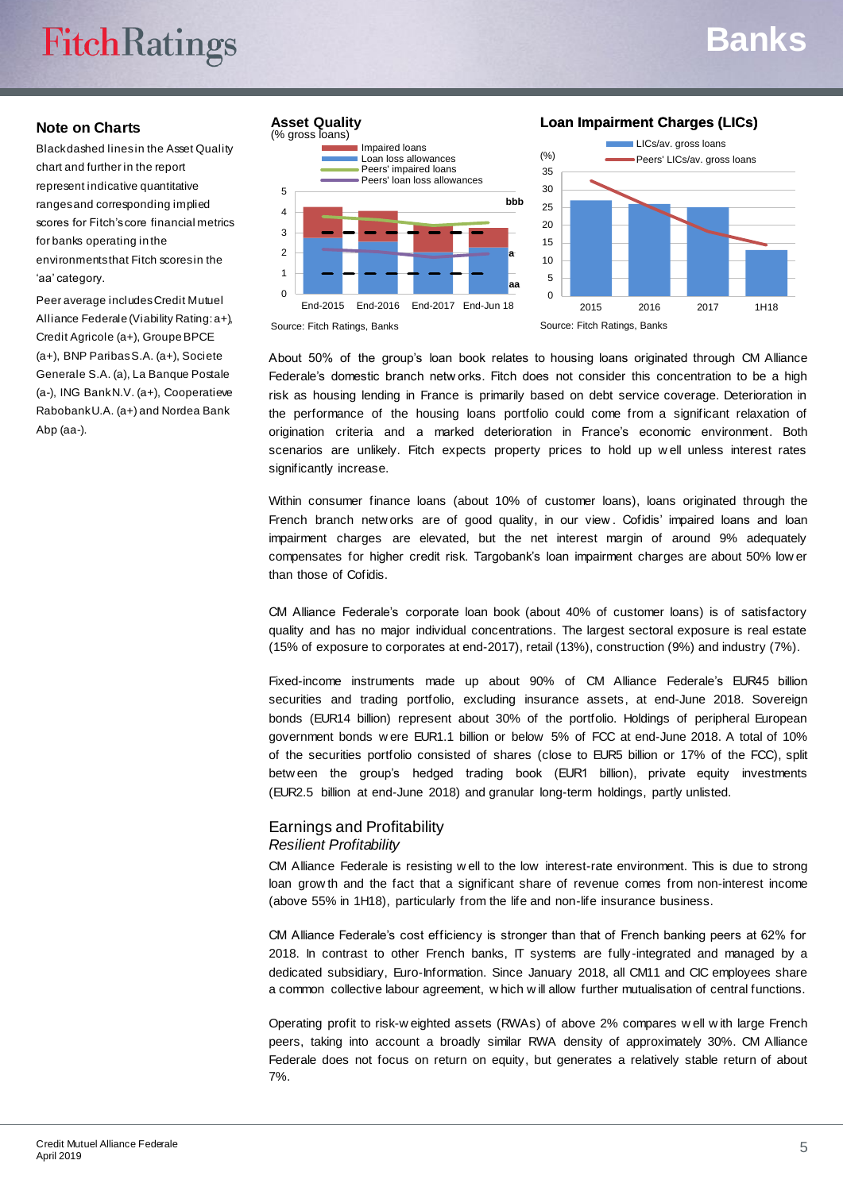## Note on Charts

Black dashed lines in the Asset Quality chart and further in the report represent indicative quantitative ranges and corresponding implied scores for Fitch's core financial metrics for banks operating in the environments that Fitch scores in the 'aa' category.

Peer average includes Credit Mutuel Alliance Federale (Viability Rating: a+), Credit Agricole (a+), Groupe BPCE (a+), BNP Paribas S.A. (a+), Societe Generale S.A. (a), La Banque Postale (a-), ING Bank N.V. (a+), Cooperatieve Rabobank U.A. (a+) and Nordea Bank Abp (aa-).

**Asset Quality**
(% gross loans)

Impaired loans
Loan loss allowances
Peers' impaired loans
Peers' loan loss allowances

5
4
3
2
1
0

bbb
a
aa

End-2015 End-2016 End-2017 End-Jun 18

Source: Fitch Ratings, Banks

**Loan Impairment Charges (LICs)**

LICs/av. gross loans
Peers' LICs/av. gross loans

(%)
35
30
25
20
15
10
5
0

2015 2016 2017 1H18

Source: Fitch Ratings, Banks

About 50% of the group's loan book relates to housing loans originated through CM Alliance Federale's domestic branch networks. Fitch does not consider this concentration to be a high risk as housing lending in France is primarily based on debt service coverage. Deterioration in the performance of the housing loans portfolio could come from a significant relaxation of origination criteria and a marked deterioration in France's economic environment. Both scenarios are unlikely. Fitch expects property prices to hold up well unless interest rates significantly increase.

Within consumer finance loans (about 10% of customer loans), loans originated through the French branch networks are of good quality, in our view. Cofidis' impaired loans and loan impairment charges are elevated, but the net interest margin of around 9% adequately compensates for higher credit risk. Targobank's loan impairment charges are about 50% lower than those of Cofidis.

CM Alliance Federale's corporate loan book (about 40% of customer loans) is of satisfactory quality and has no major individual concentrations. The largest sectoral exposure is real estate (15% of exposure to corporates at end-2017), retail (13%), construction (9%) and industry (7%).

Fixed-income instruments made up about 90% of CM Alliance Federale's EUR45 billion securities and trading portfolio, excluding insurance assets, at end-June 2018. Sovereign bonds (EUR14 billion) represent about 30% of the portfolio. Holdings of peripheral European government bonds were EUR1.1 billion or below 5% of FCC at end-June 2018. A total of 10% of the securities portfolio consisted of shares (close to EUR5 billion or 17% of the FCC), split between the group's hedged trading book (EUR1 billion), private equity investments (EUR2.5 billion at end-June 2018) and granular long-term holdings, partly unlisted.

## Earnings and Profitability

*Resilient Profitability*

CM Alliance Federale is resisting well to the low interest-rate environment. This is due to strong loan growth and the fact that a significant share of revenue comes from non-interest income (above 55% in 1H18), particularly from the life and non-life insurance business.

CM Alliance Federale's cost efficiency is stronger than that of French banking peers at 62% for 2018. In contrast to other French banks, IT systems are fully-integrated and managed by a dedicated subsidiary, Euro-Information. Since January 2018, all CM11 and CIC employees share a common collective labour agreement, which will allow further mutualisation of central functions.

Operating profit to risk-weighted assets (RWAs) of above 2% compares well with large French peers, taking into account a broadly similar RWA density of approximately 30%. CM Alliance Federale does not focus on return on equity, but generates a relatively stable return of about 7%.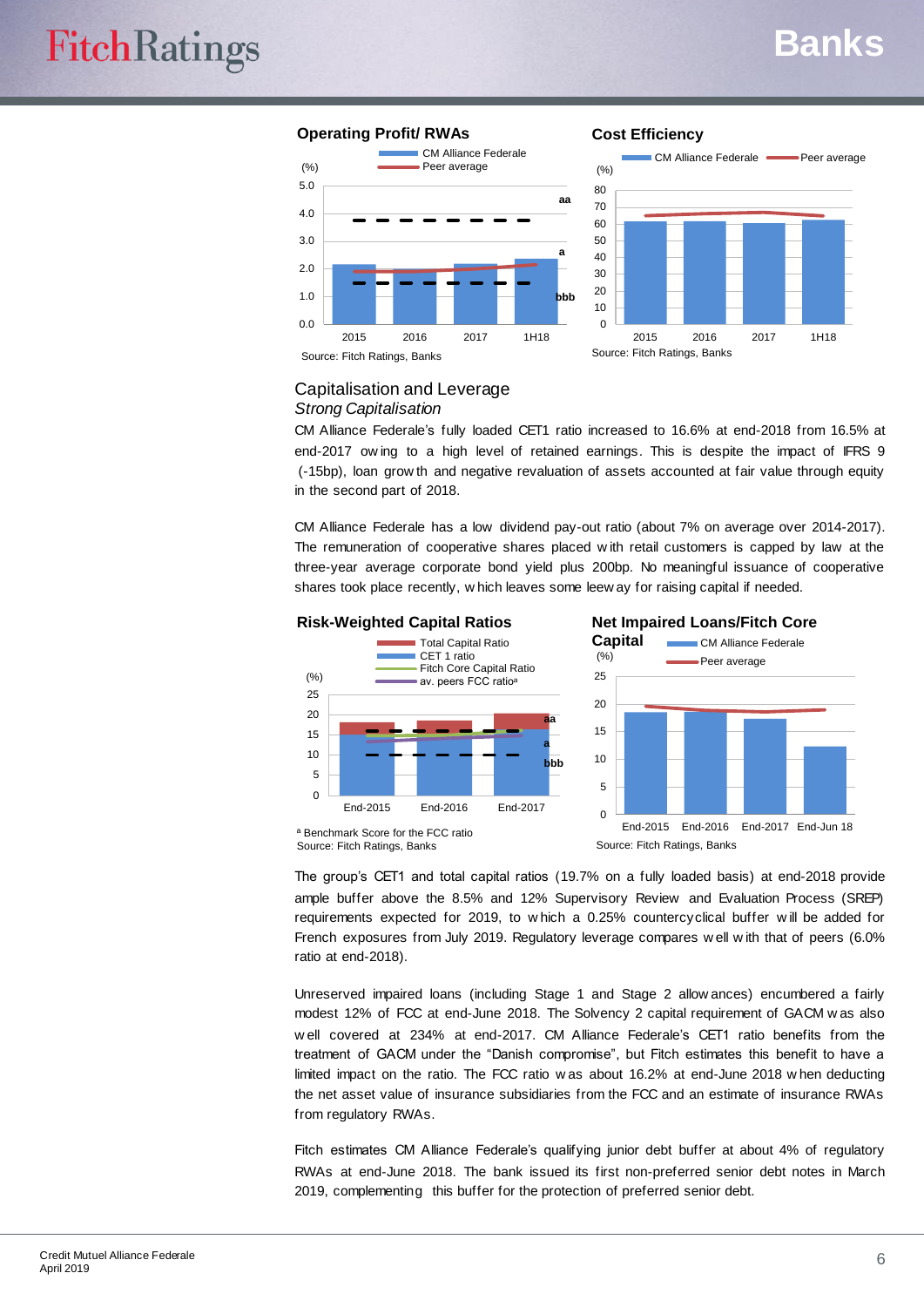**Operating Profit/ RWAs**

CM Alliance Federale
Peer average

(%)
5.0
4.0
3.0
2.0
1.0
0.0

aa
a
bbb

2015
2016
2017
1H18

Source: Fitch Ratings, Banks

**Cost Efficiency**

CM Alliance Federale
Peer average

(%)
80
70
60
50
40
30
20
10
0

2015
2016
2017
1H18

Source: Fitch Ratings, Banks

## Capitalisation and Leverage

*Strong Capitalisation*

CM Alliance Federale's fully loaded CET1 ratio increased to 16.6% at end-2018 from 16.5% at end-2017 owing to a high level of retained earnings. This is despite the impact of IFRS 9 (-15bp), loan growth and negative revaluation of assets accounted at fair value through equity in the second part of 2018.

CM Alliance Federale has a low dividend pay-out ratio (about 7% on average over 2014-2017). The remuneration of cooperative shares placed with retail customers is capped by law at the three-year average corporate bond yield plus 200bp. No meaningful issuance of cooperative shares took place recently, which leaves some leeway for raising capital if needed.

**Risk-Weighted Capital Ratios**

Total Capital Ratio
CET 1 ratio
Fitch Core Capital Ratio
av. peers FCC ratio[a]

(%)
25
20
15
10
5
0

aa
a
bbb

End-2015
End-2016
End-2017

[a] Benchmark Score for the FCC ratio
Source: Fitch Ratings, Banks

**Net Impaired Loans/Fitch Core Capital**

CM Alliance Federale
Peer average

(%)
25
20
15
10
5
0

End-2015
End-2016
End-2017
End-Jun 18

Source: Fitch Ratings, Banks

The group's CET1 and total capital ratios (19.7% on a fully loaded basis) at end-2018 provide ample buffer above the 8.5% and 12% Supervisory Review and Evaluation Process (SREP) requirements expected for 2019, to which a 0.25% countercyclical buffer will be added for French exposures from July 2019. Regulatory leverage compares well with that of peers (6.0% ratio at end-2018).

Unreserved impaired loans (including Stage 1 and Stage 2 allowances) encumbered a fairly modest 12% of FCC at end-June 2018. The Solvency 2 capital requirement of GACM was also well covered at 234% at end-2017. CM Alliance Federale's CET1 ratio benefits from the treatment of GACM under the "Danish compromise", but Fitch estimates this benefit to have a limited impact on the ratio. The FCC ratio was about 16.2% at end-June 2018 when deducting the net asset value of insurance subsidiaries from the FCC and an estimate of insurance RWAs from regulatory RWAs.

Fitch estimates CM Alliance Federale's qualifying junior debt buffer at about 4% of regulatory RWAs at end-June 2018. The bank issued its first non-preferred senior debt notes in March 2019, complementing this buffer for the protection of preferred senior debt.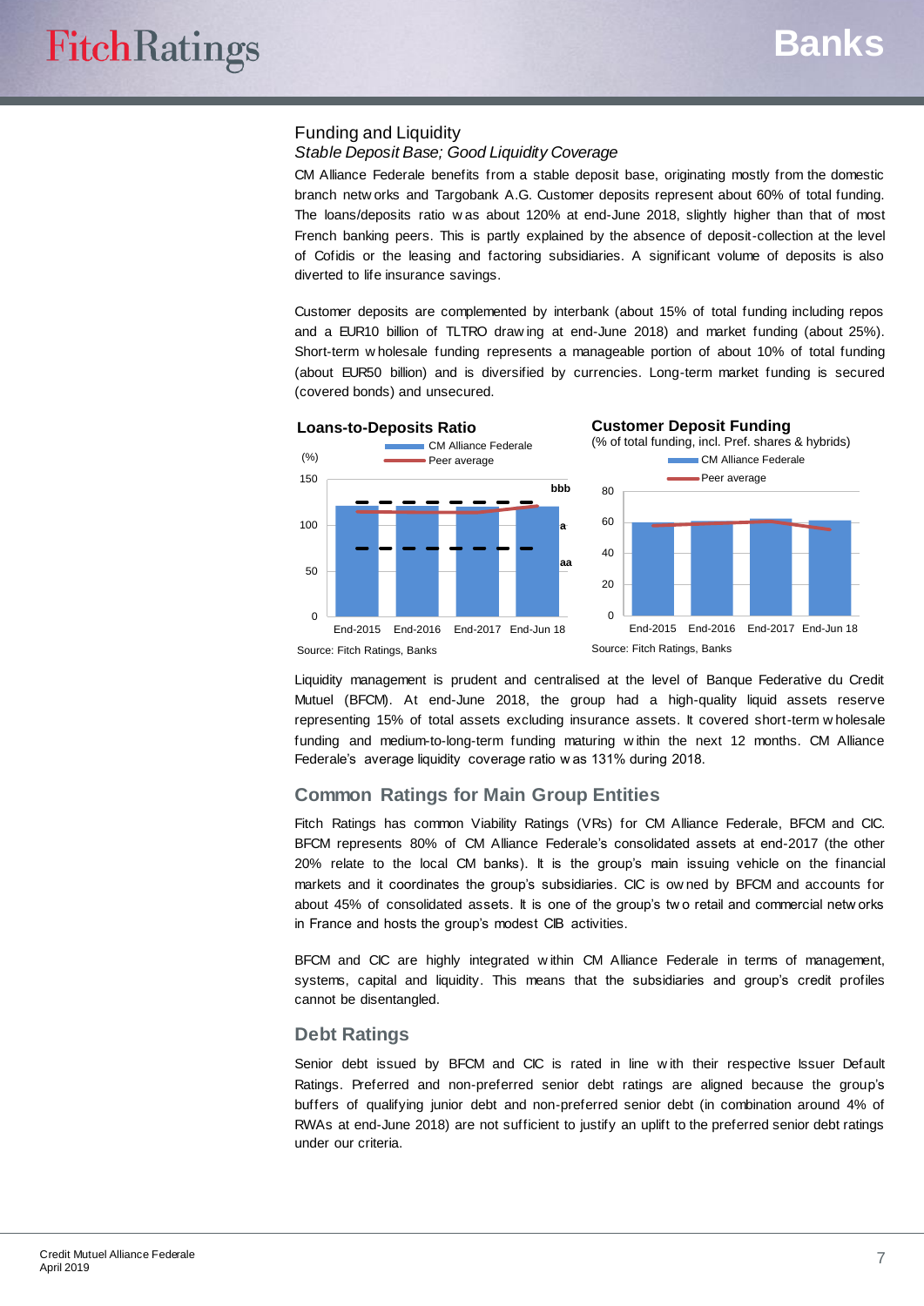## Funding and Liquidity

*Stable Deposit Base; Good Liquidity Coverage*

CM Alliance Federale benefits from a stable deposit base, originating mostly from the domestic branch networks and Targobank A.G. Customer deposits represent about 60% of total funding. The loans/deposits ratio was about 120% at end-June 2018, slightly higher than that of most French banking peers. This is partly explained by the absence of deposit-collection at the level of Cofidis or the leasing and factoring subsidiaries. A significant volume of deposits is also diverted to life insurance savings.

Customer deposits are complemented by interbank (about 15% of total funding including repos and a EUR10 billion of TLTRO drawing at end-June 2018) and market funding (about 25%). Short-term wholesale funding represents a manageable portion of about 10% of total funding (about EUR50 billion) and is diversified by currencies. Long-term market funding is secured (covered bonds) and unsecured.

**Loans-to-Deposits Ratio**

Source: Fitch Ratings, Banks

**Customer Deposit Funding**

(% of total funding, incl. Pref. shares & hybrids)

Source: Fitch Ratings, Banks

Liquidity management is prudent and centralised at the level of Banque Federative du Credit Mutuel (BFCM). At end-June 2018, the group had a high-quality liquid assets reserve representing 15% of total assets excluding insurance assets. It covered short-term wholesale funding and medium-to-long-term funding maturing within the next 12 months. CM Alliance Federale's average liquidity coverage ratio was 131% during 2018.

## Common Ratings for Main Group Entities

Fitch Ratings has common Viability Ratings (VRs) for CM Alliance Federale, BFCM and CIC. BFCM represents 80% of CM Alliance Federale's consolidated assets at end-2017 (the other 20% relate to the local CM banks). It is the group's main issuing vehicle on the financial markets and it coordinates the group's subsidiaries. CIC is owned by BFCM and accounts for about 45% of consolidated assets. It is one of the group's two retail and commercial networks in France and hosts the group's modest CIB activities.

BFCM and CIC are highly integrated within CM Alliance Federale in terms of management, systems, capital and liquidity. This means that the subsidiaries and group's credit profiles cannot be disentangled.

## Debt Ratings

Senior debt issued by BFCM and CIC is rated in line with their respective Issuer Default Ratings. Preferred and non-preferred senior debt ratings are aligned because the group's buffers of qualifying junior debt and non-preferred senior debt (in combination around 4% of RWAs at end-June 2018) are not sufficient to justify an uplift to the preferred senior debt ratings under our criteria.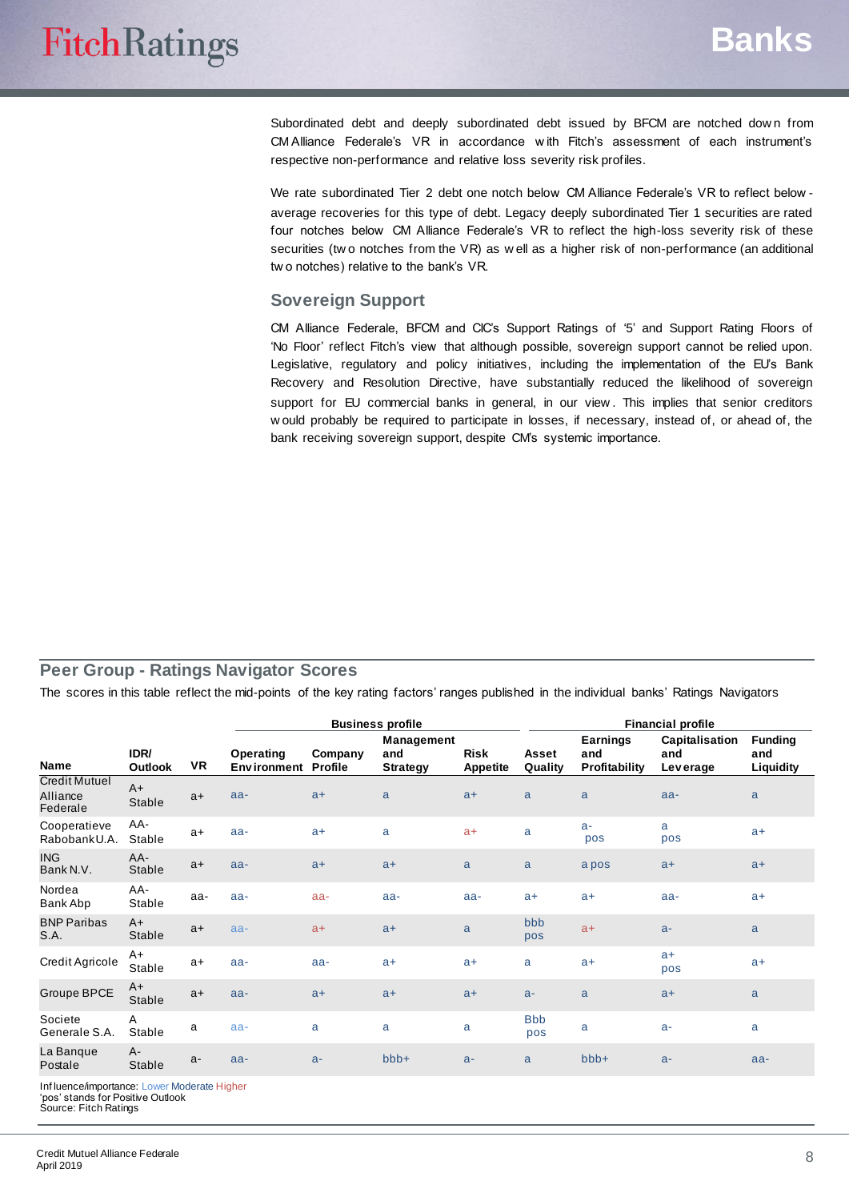Subordinated debt and deeply subordinated debt issued by BFCM are notched down from CM Alliance Federale's VR in accordance with Fitch's assessment of each instrument's respective non-performance and relative loss severity risk profiles.

We rate subordinated Tier 2 debt one notch below CM Alliance Federale's VR to reflect below-average recoveries for this type of debt. Legacy deeply subordinated Tier 1 securities are rated four notches below CM Alliance Federale's VR to reflect the high-loss severity risk of these securities (two notches from the VR) as well as a higher risk of non-performance (an additional two notches) relative to the bank's VR.

### Sovereign Support

CM Alliance Federale, BFCM and CIC's Support Ratings of '5' and Support Rating Floors of 'No Floor' reflect Fitch's view that although possible, sovereign support cannot be relied upon. Legislative, regulatory and policy initiatives, including the implementation of the EU's Bank Recovery and Resolution Directive, have substantially reduced the likelihood of sovereign support for EU commercial banks in general, in our view. This implies that senior creditors would probably be required to participate in losses, if necessary, instead of, or ahead of, the bank receiving sovereign support, despite CM's systemic importance.

## Peer Group - Ratings Navigator Scores

The scores in this table reflect the mid-points of the key rating factors' ranges published in the individual banks' Ratings Navigators

| | | | Business profile | | | | Financial profile | | | |
|---|---|---|---|---|---|---|---|---|---|---|
| Name | IDR/ Outlook | VR | Operating Environment | Company Profile | Management and Strategy | Risk Appetite | Asset Quality | Earnings and Profitability | Capitalisation and Leverage | Funding and Liquidity |
| Credit Mutuel Alliance Federale | A+ Stable | a+ | aa- | a+ | a | a+ | a | a | aa- | a |
| Cooperatieve Rabobank U.A. | AA- Stable | a+ | aa- | a+ | a | a+ | a | a- pos | a pos | a+ |
| ING Bank N.V. | AA- Stable | a+ | aa- | a+ | a+ | a | a | a pos | a+ | a+ |
| Nordea Bank Abp | AA- Stable | aa- | aa- | aa- | aa- | aa- | a+ | a+ | aa- | a+ |
| BNP Paribas S.A. | A+ Stable | a+ | aa- | a+ | a+ | a | bbb pos | a+ | a- | a |
| Credit Agricole | A+ Stable | a+ | aa- | aa- | a+ | a+ | a | a+ | a+ pos | a+ |
| Groupe BPCE | A+ Stable | a+ | aa- | a+ | a+ | a+ | a- | a | a+ | a |
| Societe Generale S.A. | A Stable | a | aa- | a | a | a | Bbb pos | a | a- | a |
| La Banque Postale | A- Stable | a- | aa- | a- | bbb+ | a- | a | bbb+ | a- | aa- |

Influence/importance: Lower Moderate Higher
'pos' stands for Positive Outlook
Source: Fitch Ratings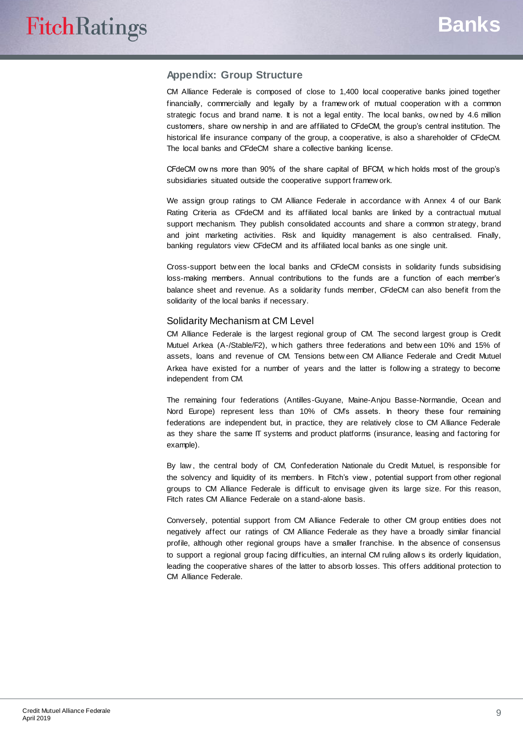## Appendix: Group Structure

CM Alliance Federale is composed of close to 1,400 local cooperative banks joined together financially, commercially and legally by a framework of mutual cooperation with a common strategic focus and brand name. It is not a legal entity. The local banks, owned by 4.6 million customers, share ownership in and are affiliated to CFdeCM, the group's central institution. The historical life insurance company of the group, a cooperative, is also a shareholder of CFdeCM. The local banks and CFdeCM share a collective banking license.

CFdeCM owns more than 90% of the share capital of BFCM, which holds most of the group's subsidiaries situated outside the cooperative support framework.

We assign group ratings to CM Alliance Federale in accordance with Annex 4 of our Bank Rating Criteria as CFdeCM and its affiliated local banks are linked by a contractual mutual support mechanism. They publish consolidated accounts and share a common strategy, brand and joint marketing activities. Risk and liquidity management is also centralised. Finally, banking regulators view CFdeCM and its affiliated local banks as one single unit.

Cross-support between the local banks and CFdeCM consists in solidarity funds subsidising loss-making members. Annual contributions to the funds are a function of each member's balance sheet and revenue. As a solidarity funds member, CFdeCM can also benefit from the solidarity of the local banks if necessary.

### Solidarity Mechanism at CM Level

CM Alliance Federale is the largest regional group of CM. The second largest group is Credit Mutuel Arkea (A-/Stable/F2), which gathers three federations and between 10% and 15% of assets, loans and revenue of CM. Tensions between CM Alliance Federale and Credit Mutuel Arkea have existed for a number of years and the latter is following a strategy to become independent from CM.

The remaining four federations (Antilles-Guyane, Maine-Anjou Basse-Normandie, Ocean and Nord Europe) represent less than 10% of CM's assets. In theory these four remaining federations are independent but, in practice, they are relatively close to CM Alliance Federale as they share the same IT systems and product platforms (insurance, leasing and factoring for example).

By law, the central body of CM, Confederation Nationale du Credit Mutuel, is responsible for the solvency and liquidity of its members. In Fitch's view, potential support from other regional groups to CM Alliance Federale is difficult to envisage given its large size. For this reason, Fitch rates CM Alliance Federale on a stand-alone basis.

Conversely, potential support from CM Alliance Federale to other CM group entities does not negatively affect our ratings of CM Alliance Federale as they have a broadly similar financial profile, although other regional groups have a smaller franchise. In the absence of consensus to support a regional group facing difficulties, an internal CM ruling allows its orderly liquidation, leading the cooperative shares of the latter to absorb losses. This offers additional protection to CM Alliance Federale.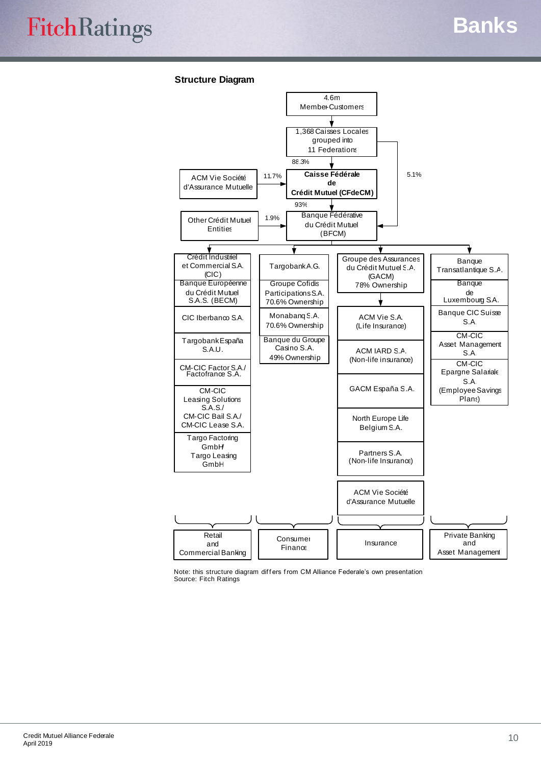## Structure Diagram

4.6m
Member-Customers

1,368 Caisses Locales
grouped into
11 Federations

88.3%

ACM Vie Société d'Assurance Mutuelle

11.7%

**Caisse Fédérale de Crédit Mutuel (CFdeCM)**

5.1%

93%

Other Crédit Mutuel Entities

1.9%

Banque Fédérative du Crédit Mutuel (BFCM)

Crédit Industriel et Commercial S.A. (CIC)
Banque Européenne du Crédit Mutuel S.A.S. (BECM)
CIC Iberbanco S.A.
Targobank España S.A.U.
CM-CIC Factor S.A./ Factofrance S.A.
CM-CIC Leasing Solutions S.A.S./ CM-CIC Bail S.A./ CM-CIC Lease S.A.
Targo Factoring GmbH/ Targo Leasing GmbH

Targobank A.G.
Groupe Cofidis Participations S.A. 70.6% Ownership
Monabanq S.A. 70.6% Ownership
Banque du Groupe Casino S.A. 49% Ownership

Groupe des Assurances du Crédit Mutuel S.A. (GACM) 78% Ownership
ACM Vie S.A. (Life Insurance)
ACM IARD S.A. (Non-life insurance)
GACM España S.A.
North Europe Life Belgium S.A.
Partners S.A. (Non-life Insurance)
ACM Vie Société d'Assurance Mutuelle

Banque Transatlantique S.A.
Banque de Luxembourg S.A.
Banque CIC Suisse S.A.
CM-CIC Asset Management S.A.
CM-CIC Epargne Salariale S.A. (Employee Savings Plans)

Retail and Commercial Banking

Consumer Finance

Insurance

Private Banking and Asset Management

Note: this structure diagram differs from CM Alliance Federale's own presentation
Source: Fitch Ratings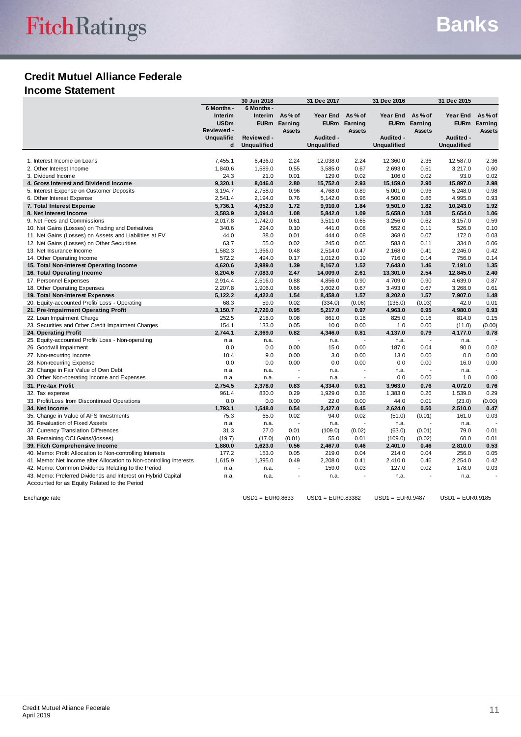## Credit Mutuel Alliance Federale

## Income Statement

| | 30 Jun 2018 | | | 31 Dec 2017 | | 31 Dec 2016 | | 31 Dec 2015 | |
|---|---|---|---|---|---|---|---|---|---|
| | 6 Months - Interim USDm Reviewed - Unqualified | 6 Months - Interim EURm Reviewed - Unqualified | As % of Earning Assets | Year End EURm Audited - Unqualified | As % of Earning Assets | Year End EURm Audited - Unqualified | As % of Earning Assets | Year End EURm Audited - Unqualified | As % of Earning Assets |
| 1. Interest Income on Loans | 7,455.1 | 6,436.0 | 2.24 | 12,038.0 | 2.24 | 12,360.0 | 2.36 | 12,587.0 | 2.36 |
| 2. Other Interest Income | 1,840.6 | 1,589.0 | 0.55 | 3,585.0 | 0.67 | 2,693.0 | 0.51 | 3,217.0 | 0.60 |
| 3. Dividend Income | 24.3 | 21.0 | 0.01 | 129.0 | 0.02 | 106.0 | 0.02 | 93.0 | 0.02 |
| **4. Gross Interest and Dividend Income** | **9,320.1** | **8,046.0** | **2.80** | **15,752.0** | **2.93** | **15,159.0** | **2.90** | **15,897.0** | **2.98** |
| 5. Interest Expense on Customer Deposits | 3,194.7 | 2,758.0 | 0.96 | 4,768.0 | 0.89 | 5,001.0 | 0.96 | 5,248.0 | 0.98 |
| 6. Other Interest Expense | 2,541.4 | 2,194.0 | 0.76 | 5,142.0 | 0.96 | 4,500.0 | 0.86 | 4,995.0 | 0.93 |
| **7. Total Interest Expense** | **5,736.1** | **4,952.0** | **1.72** | **9,910.0** | **1.84** | **9,501.0** | **1.82** | **10,243.0** | **1.92** |
| **8. Net Interest Income** | **3,583.9** | **3,094.0** | **1.08** | **5,842.0** | **1.09** | **5,658.0** | **1.08** | **5,654.0** | **1.06** |
| 9. Net Fees and Commissions | 2,017.8 | 1,742.0 | 0.61 | 3,511.0 | 0.65 | 3,256.0 | 0.62 | 3,157.0 | 0.59 |
| 10. Net Gains (Losses) on Trading and Derivatives | 340.6 | 294.0 | 0.10 | 441.0 | 0.08 | 552.0 | 0.11 | 526.0 | 0.10 |
| 11. Net Gains (Losses) on Assets and Liabilities at FV | 44.0 | 38.0 | 0.01 | 444.0 | 0.08 | 368.0 | 0.07 | 172.0 | 0.03 |
| 12. Net Gains (Losses) on Other Securities | 63.7 | 55.0 | 0.02 | 245.0 | 0.05 | 583.0 | 0.11 | 334.0 | 0.06 |
| 13. Net Insurance Income | 1,582.3 | 1,366.0 | 0.48 | 2,514.0 | 0.47 | 2,168.0 | 0.41 | 2,246.0 | 0.42 |
| 14. Other Operating Income | 572.2 | 494.0 | 0.17 | 1,012.0 | 0.19 | 716.0 | 0.14 | 756.0 | 0.14 |
| **15. Total Non-Interest Operating Income** | **4,620.6** | **3,989.0** | **1.39** | **8,167.0** | **1.52** | **7,643.0** | **1.46** | **7,191.0** | **1.35** |
| **16. Total Operating Income** | **8,204.6** | **7,083.0** | **2.47** | **14,009.0** | **2.61** | **13,301.0** | **2.54** | **12,845.0** | **2.40** |
| 17. Personnel Expenses | 2,914.4 | 2,516.0 | 0.88 | 4,856.0 | 0.90 | 4,709.0 | 0.90 | 4,639.0 | 0.87 |
| 18. Other Operating Expenses | 2,207.8 | 1,906.0 | 0.66 | 3,602.0 | 0.67 | 3,493.0 | 0.67 | 3,268.0 | 0.61 |
| **19. Total Non-Interest Expenses** | **5,122.2** | **4,422.0** | **1.54** | **8,458.0** | **1.57** | **8,202.0** | **1.57** | **7,907.0** | **1.48** |
| 20. Equity-accounted Profit/ Loss - Operating | 68.3 | 59.0 | 0.02 | (334.0) | (0.06) | (136.0) | (0.03) | 42.0 | 0.01 |
| **21. Pre-Impairment Operating Profit** | **3,150.7** | **2,720.0** | **0.95** | **5,217.0** | **0.97** | **4,963.0** | **0.95** | **4,980.0** | **0.93** |
| 22. Loan Impairment Charge | 252.5 | 218.0 | 0.08 | 861.0 | 0.16 | 825.0 | 0.16 | 814.0 | 0.15 |
| 23. Securities and Other Credit Impairment Charges | 154.1 | 133.0 | 0.05 | 10.0 | 0.00 | 1.0 | 0.00 | (11.0) | (0.00) |
| **24. Operating Profit** | **2,744.1** | **2,369.0** | **0.82** | **4,346.0** | **0.81** | **4,137.0** | **0.79** | **4,177.0** | **0.78** |
| 25. Equity-accounted Profit/ Loss - Non-operating | n.a. | n.a. | - | n.a. | - | n.a. | - | n.a. | - |
| 26. Goodwill Impairment | 0.0 | 0.0 | 0.00 | 15.0 | 0.00 | 187.0 | 0.04 | 90.0 | 0.02 |
| 27. Non-recurring Income | 10.4 | 9.0 | 0.00 | 3.0 | 0.00 | 13.0 | 0.00 | 0.0 | 0.00 |
| 28. Non-recurring Expense | 0.0 | 0.0 | 0.00 | 0.0 | 0.00 | 0.0 | 0.00 | 16.0 | 0.00 |
| 29. Change in Fair Value of Own Debt | n.a. | n.a. | - | n.a. | - | n.a. | - | n.a. | - |
| 30. Other Non-operating Income and Expenses | n.a. | n.a. | - | n.a. | - | 0.0 | 0.00 | 1.0 | 0.00 |
| **31. Pre-tax Profit** | **2,754.5** | **2,378.0** | **0.83** | **4,334.0** | **0.81** | **3,963.0** | **0.76** | **4,072.0** | **0.76** |
| 32. Tax expense | 961.4 | 830.0 | 0.29 | 1,929.0 | 0.36 | 1,383.0 | 0.26 | 1,539.0 | 0.29 |
| 33. Profit/Loss from Discontinued Operations | 0.0 | 0.0 | 0.00 | 22.0 | 0.00 | 44.0 | 0.01 | (23.0) | (0.00) |
| **34. Net Income** | **1,793.1** | **1,548.0** | **0.54** | **2,427.0** | **0.45** | **2,624.0** | **0.50** | **2,510.0** | **0.47** |
| 35. Change in Value of AFS Investments | 75.3 | 65.0 | 0.02 | 94.0 | 0.02 | (51.0) | (0.01) | 161.0 | 0.03 |
| 36. Revaluation of Fixed Assets | n.a. | n.a. | - | n.a. | - | n.a. | - | n.a. | - |
| 37. Currency Translation Differences | 31.3 | 27.0 | 0.01 | (109.0) | (0.02) | (63.0) | (0.01) | 79.0 | 0.01 |
| 38. Remaining OCI Gains/(losses) | (19.7) | (17.0) | (0.01) | 55.0 | 0.01 | (109.0) | (0.02) | 60.0 | 0.01 |
| **39. Fitch Comprehensive Income** | **1,880.0** | **1,623.0** | **0.56** | **2,467.0** | **0.46** | **2,401.0** | **0.46** | **2,810.0** | **0.53** |
| 40. Memo: Profit Allocation to Non-controlling Interests | 177.2 | 153.0 | 0.05 | 219.0 | 0.04 | 214.0 | 0.04 | 256.0 | 0.05 |
| 41. Memo: Net Income after Allocation to Non-controlling Interests | 1,615.9 | 1,395.0 | 0.49 | 2,208.0 | 0.41 | 2,410.0 | 0.46 | 2,254.0 | 0.42 |
| 42. Memo: Common Dividends Relating to the Period | n.a. | n.a. | - | 159.0 | 0.03 | 127.0 | 0.02 | 178.0 | 0.03 |
| 43. Memo: Preferred Dividends and Interest on Hybrid Capital Accounted for as Equity Related to the Period | n.a. | n.a. | - | n.a. | - | n.a. | - | n.a. | - |

Exchange rate: USD1 = EUR0.8633 (30 Jun 2018); USD1 = EUR0.83382 (31 Dec 2017); USD1 = EUR0.9487 (31 Dec 2016); USD1 = EUR0.9185 (31 Dec 2015)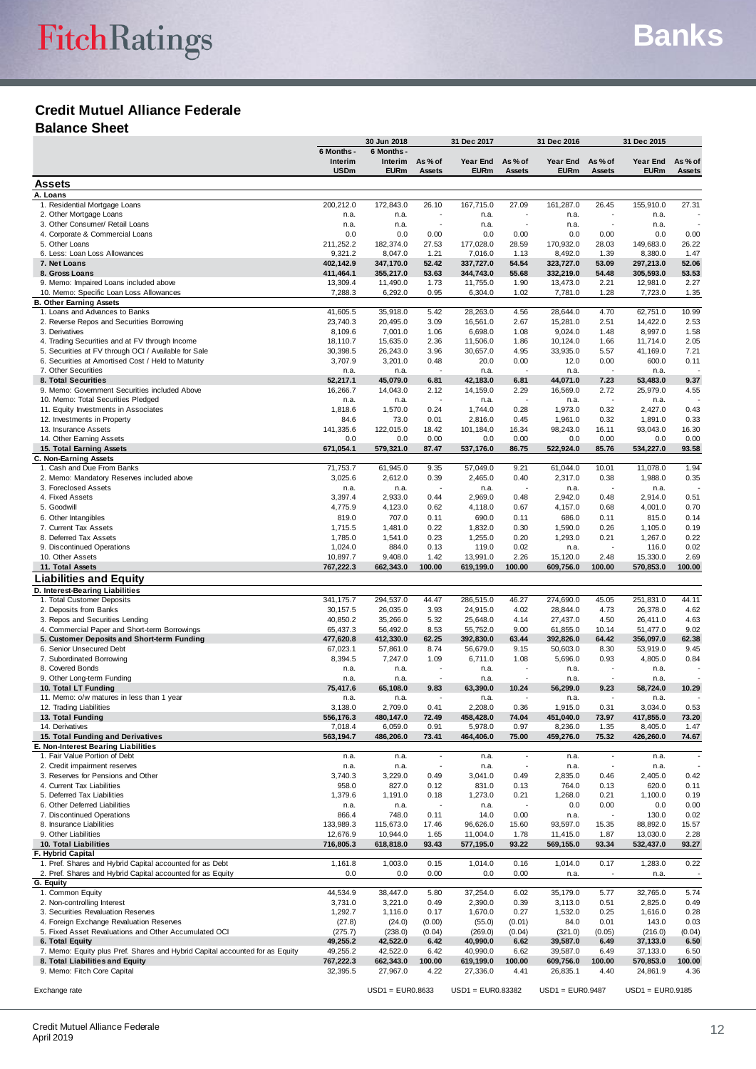# Credit Mutuel Alliance Federale

## Balance Sheet

| | 30 Jun 2018 | | | 31 Dec 2017 | | 31 Dec 2016 | | 31 Dec 2015 | |
|---|---|---|---|---|---|---|---|---|---|
| | 6 Months - Interim USDm | 6 Months - Interim EURm | As % of Assets | Year End EURm | As % of Assets | Year End EURm | As % of Assets | Year End EURm | As % of Assets |
| **Assets** | | | | | | | | | |
| **A. Loans** | | | | | | | | | |
| 1. Residential Mortgage Loans | 200,212.0 | 172,843.0 | 26.10 | 167,715.0 | 27.09 | 161,287.0 | 26.45 | 155,910.0 | 27.31 |
| 2. Other Mortgage Loans | n.a. | n.a. | - | n.a. | - | n.a. | - | n.a. | - |
| 3. Other Consumer/ Retail Loans | n.a. | n.a. | - | n.a. | - | n.a. | - | n.a. | - |
| 4. Corporate & Commercial Loans | 0.0 | 0.0 | 0.00 | 0.0 | 0.00 | 0.0 | 0.00 | 0.0 | 0.00 |
| 5. Other Loans | 211,252.2 | 182,374.0 | 27.53 | 177,028.0 | 28.59 | 170,932.0 | 28.03 | 149,683.0 | 26.22 |
| 6. Less: Loan Loss Allowances | 9,321.2 | 8,047.0 | 1.21 | 7,016.0 | 1.13 | 8,492.0 | 1.39 | 8,380.0 | 1.47 |
| **7. Net Loans** | **402,142.9** | **347,170.0** | **52.42** | **337,727.0** | **54.54** | **323,727.0** | **53.09** | **297,213.0** | **52.06** |
| **8. Gross Loans** | **411,464.1** | **355,217.0** | **53.63** | **344,743.0** | **55.68** | **332,219.0** | **54.48** | **305,593.0** | **53.53** |
| 9. Memo: Impaired Loans included above | 13,309.4 | 11,490.0 | 1.73 | 11,755.0 | 1.90 | 13,473.0 | 2.21 | 12,981.0 | 2.27 |
| 10. Memo: Specific Loan Loss Allowances | 7,288.3 | 6,292.0 | 0.95 | 6,304.0 | 1.02 | 7,781.0 | 1.28 | 7,723.0 | 1.35 |
| **B. Other Earning Assets** | | | | | | | | | |
| 1. Loans and Advances to Banks | 41,605.5 | 35,918.0 | 5.42 | 28,263.0 | 4.56 | 28,644.0 | 4.70 | 62,751.0 | 10.99 |
| 2. Reverse Repos and Securities Borrowing | 23,740.3 | 20,495.0 | 3.09 | 16,561.0 | 2.67 | 15,281.0 | 2.51 | 14,422.0 | 2.53 |
| 3. Derivatives | 8,109.6 | 7,001.0 | 1.06 | 6,698.0 | 1.08 | 9,024.0 | 1.48 | 8,997.0 | 1.58 |
| 4. Trading Securities and at FV through Income | 18,110.7 | 15,635.0 | 2.36 | 11,506.0 | 1.86 | 10,124.0 | 1.66 | 11,714.0 | 2.05 |
| 5. Securities at FV through OCI / Available for Sale | 30,398.5 | 26,243.0 | 3.96 | 30,657.0 | 4.95 | 33,935.0 | 5.57 | 41,169.0 | 7.21 |
| 6. Securities at Amortised Cost / Held to Maturity | 3,707.9 | 3,201.0 | 0.48 | 20.0 | 0.00 | 12.0 | 0.00 | 600.0 | 0.11 |
| 7. Other Securities | n.a. | n.a. | - | n.a. | - | n.a. | - | n.a. | - |
| **8. Total Securities** | **52,217.1** | **45,079.0** | **6.81** | **42,183.0** | **6.81** | **44,071.0** | **7.23** | **53,483.0** | **9.37** |
| 9. Memo: Government Securities included Above | 16,266.7 | 14,043.0 | 2.12 | 14,159.0 | 2.29 | 16,569.0 | 2.72 | 25,979.0 | 4.55 |
| 10. Memo: Total Securities Pledged | n.a. | n.a. | - | n.a. | - | n.a. | - | n.a. | - |
| 11. Equity Investments in Associates | 1,818.6 | 1,570.0 | 0.24 | 1,744.0 | 0.28 | 1,973.0 | 0.32 | 2,427.0 | 0.43 |
| 12. Investments in Property | 84.6 | 73.0 | 0.01 | 2,816.0 | 0.45 | 1,961.0 | 0.32 | 1,891.0 | 0.33 |
| 13. Insurance Assets | 141,335.6 | 122,015.0 | 18.42 | 101,184.0 | 16.34 | 98,243.0 | 16.11 | 93,043.0 | 16.30 |
| 14. Other Earning Assets | 0.0 | 0.0 | 0.00 | 0.0 | 0.00 | 0.0 | 0.00 | 0.0 | 0.00 |
| **15. Total Earning Assets** | **671,054.1** | **579,321.0** | **87.47** | **537,176.0** | **86.75** | **522,924.0** | **85.76** | **534,227.0** | **93.58** |
| **C. Non-Earning Assets** | | | | | | | | | |
| 1. Cash and Due From Banks | 71,753.7 | 61,945.0 | 9.35 | 57,049.0 | 9.21 | 61,044.0 | 10.01 | 11,078.0 | 1.94 |
| 2. Memo: Mandatory Reserves included above | 3,025.6 | 2,612.0 | 0.39 | 2,465.0 | 0.40 | 2,317.0 | 0.38 | 1,988.0 | 0.35 |
| 3. Foreclosed Assets | n.a. | n.a. | - | n.a. | - | n.a. | - | n.a. | - |
| 4. Fixed Assets | 3,397.4 | 2,933.0 | 0.44 | 2,969.0 | 0.48 | 2,942.0 | 0.48 | 2,914.0 | 0.51 |
| 5. Goodwill | 4,775.9 | 4,123.0 | 0.62 | 4,118.0 | 0.67 | 4,157.0 | 0.68 | 4,001.0 | 0.70 |
| 6. Other Intangibles | 819.0 | 707.0 | 0.11 | 690.0 | 0.11 | 686.0 | 0.11 | 815.0 | 0.14 |
| 7. Current Tax Assets | 1,715.5 | 1,481.0 | 0.22 | 1,832.0 | 0.30 | 1,590.0 | 0.26 | 1,105.0 | 0.19 |
| 8. Deferred Tax Assets | 1,785.0 | 1,541.0 | 0.23 | 1,255.0 | 0.20 | 1,293.0 | 0.21 | 1,267.0 | 0.22 |
| 9. Discontinued Operations | 1,024.0 | 884.0 | 0.13 | 119.0 | 0.02 | n.a. | - | 116.0 | 0.02 |
| 10. Other Assets | 10,897.7 | 9,408.0 | 1.42 | 13,991.0 | 2.26 | 15,120.0 | 2.48 | 15,330.0 | 2.69 |
| **11. Total Assets** | **767,222.3** | **662,343.0** | **100.00** | **619,199.0** | **100.00** | **609,756.0** | **100.00** | **570,853.0** | **100.00** |
| **Liabilities and Equity** | | | | | | | | | |
| **D. Interest-Bearing Liabilities** | | | | | | | | | |
| 1. Total Customer Deposits | 341,175.7 | 294,537.0 | 44.47 | 286,515.0 | 46.27 | 274,690.0 | 45.05 | 251,831.0 | 44.11 |
| 2. Deposits from Banks | 30,157.5 | 26,035.0 | 3.93 | 24,915.0 | 4.02 | 28,844.0 | 4.73 | 26,378.0 | 4.62 |
| 3. Repos and Securities Lending | 40,850.2 | 35,266.0 | 5.32 | 25,648.0 | 4.14 | 27,437.0 | 4.50 | 26,411.0 | 4.63 |
| 4. Commercial Paper and Short-term Borrowings | 65,437.3 | 56,492.0 | 8.53 | 55,752.0 | 9.00 | 61,855.0 | 10.14 | 51,477.0 | 9.02 |
| **5. Customer Deposits and Short-term Funding** | **477,620.8** | **412,330.0** | **62.25** | **392,830.0** | **63.44** | **392,826.0** | **64.42** | **356,097.0** | **62.38** |
| 6. Senior Unsecured Debt | 67,023.1 | 57,861.0 | 8.74 | 56,679.0 | 9.15 | 50,603.0 | 8.30 | 53,919.0 | 9.45 |
| 7. Subordinated Borrowing | 8,394.5 | 7,247.0 | 1.09 | 6,711.0 | 1.08 | 5,696.0 | 0.93 | 4,805.0 | 0.84 |
| 8. Covered Bonds | n.a. | n.a. | - | n.a. | - | n.a. | - | n.a. | - |
| 9. Other Long-term Funding | n.a. | n.a. | - | n.a. | - | n.a. | - | n.a. | - |
| **10. Total LT Funding** | **75,417.6** | **65,108.0** | **9.83** | **63,390.0** | **10.24** | **56,299.0** | **9.23** | **58,724.0** | **10.29** |
| 11. Memo: o/w matures in less than 1 year | n.a. | n.a. | - | n.a. | - | n.a. | - | n.a. | - |
| 12. Trading Liabilities | 3,138.0 | 2,709.0 | 0.41 | 2,208.0 | 0.36 | 1,915.0 | 0.31 | 3,034.0 | 0.53 |
| **13. Total Funding** | **556,176.3** | **480,147.0** | **72.49** | **458,428.0** | **74.04** | **451,040.0** | **73.97** | **417,855.0** | **73.20** |
| 14. Derivatives | 7,018.4 | 6,059.0 | 0.91 | 5,978.0 | 0.97 | 8,236.0 | 1.35 | 8,405.0 | 1.47 |
| **15. Total Funding and Derivatives** | **563,194.7** | **486,206.0** | **73.41** | **464,406.0** | **75.00** | **459,276.0** | **75.32** | **426,260.0** | **74.67** |
| **E. Non-Interest Bearing Liabilities** | | | | | | | | | |
| 1. Fair Value Portion of Debt | n.a. | n.a. | - | n.a. | - | n.a. | - | n.a. | - |
| 2. Credit impairment reserves | n.a. | n.a. | - | n.a. | - | n.a. | - | n.a. | - |
| 3. Reserves for Pensions and Other | 3,740.3 | 3,229.0 | 0.49 | 3,041.0 | 0.49 | 2,835.0 | 0.46 | 2,405.0 | 0.42 |
| 4. Current Tax Liabilities | 958.0 | 827.0 | 0.12 | 831.0 | 0.13 | 764.0 | 0.13 | 620.0 | 0.11 |
| 5. Deferred Tax Liabilities | 1,379.6 | 1,191.0 | 0.18 | 1,273.0 | 0.21 | 1,268.0 | 0.21 | 1,100.0 | 0.19 |
| 6. Other Deferred Liabilities | n.a. | n.a. | - | n.a. | - | 0.0 | 0.00 | 0.0 | 0.00 |
| 7. Discontinued Operations | 866.4 | 748.0 | 0.11 | 14.0 | 0.00 | n.a. | - | 130.0 | 0.02 |
| 8. Insurance Liabilities | 133,989.3 | 115,673.0 | 17.46 | 96,626.0 | 15.60 | 93,597.0 | 15.35 | 88,892.0 | 15.57 |
| 9. Other Liabilities | 12,676.9 | 10,944.0 | 1.65 | 11,004.0 | 1.78 | 11,415.0 | 1.87 | 13,030.0 | 2.28 |
| **10. Total Liabilities** | **716,805.3** | **618,818.0** | **93.43** | **577,195.0** | **93.22** | **569,155.0** | **93.34** | **532,437.0** | **93.27** |
| **F. Hybrid Capital** | | | | | | | | | |
| 1. Pref. Shares and Hybrid Capital accounted for as Debt | 1,161.8 | 1,003.0 | 0.15 | 1,014.0 | 0.16 | 1,014.0 | 0.17 | 1,283.0 | 0.22 |
| 2. Pref. Shares and Hybrid Capital accounted for as Equity | 0.0 | 0.0 | 0.00 | 0.0 | 0.00 | n.a. | - | n.a. | - |
| **G. Equity** | | | | | | | | | |
| 1. Common Equity | 44,534.9 | 38,447.0 | 5.80 | 37,254.0 | 6.02 | 35,179.0 | 5.77 | 32,765.0 | 5.74 |
| 2. Non-controlling Interest | 3,731.0 | 3,221.0 | 0.49 | 2,390.0 | 0.39 | 3,113.0 | 0.51 | 2,825.0 | 0.49 |
| 3. Securities Revaluation Reserves | 1,292.7 | 1,116.0 | 0.17 | 1,670.0 | 0.27 | 1,532.0 | 0.25 | 1,616.0 | 0.28 |
| 4. Foreign Exchange Revaluation Reserves | (27.8) | (24.0) | (0.00) | (55.0) | (0.01) | 84.0 | 0.01 | 143.0 | 0.03 |
| 5. Fixed Asset Revaluations and Other Accumulated OCI | (275.7) | (238.0) | (0.04) | (269.0) | (0.04) | (321.0) | (0.05) | (216.0) | (0.04) |
| **6. Total Equity** | **49,255.2** | **42,522.0** | **6.42** | **40,990.0** | **6.62** | **39,587.0** | **6.49** | **37,133.0** | **6.50** |
| 7. Memo: Equity plus Pref. Shares and Hybrid Capital accounted for as Equity | 49,255.2 | 42,522.0 | 6.42 | 40,990.0 | 6.62 | 39,587.0 | 6.49 | 37,133.0 | 6.50 |
| **8. Total Liabilities and Equity** | **767,222.3** | **662,343.0** | **100.00** | **619,199.0** | **100.00** | **609,756.0** | **100.00** | **570,853.0** | **100.00** |
| 9. Memo: Fitch Core Capital | 32,395.5 | 27,967.0 | 4.22 | 27,336.0 | 4.41 | 26,835.1 | 4.40 | 24,861.9 | 4.36 |
| Exchange rate | | USD1 = EUR0.8633 | | USD1 = EUR0.83382 | | USD1 = EUR0.9487 | | USD1 = EUR0.9185 | |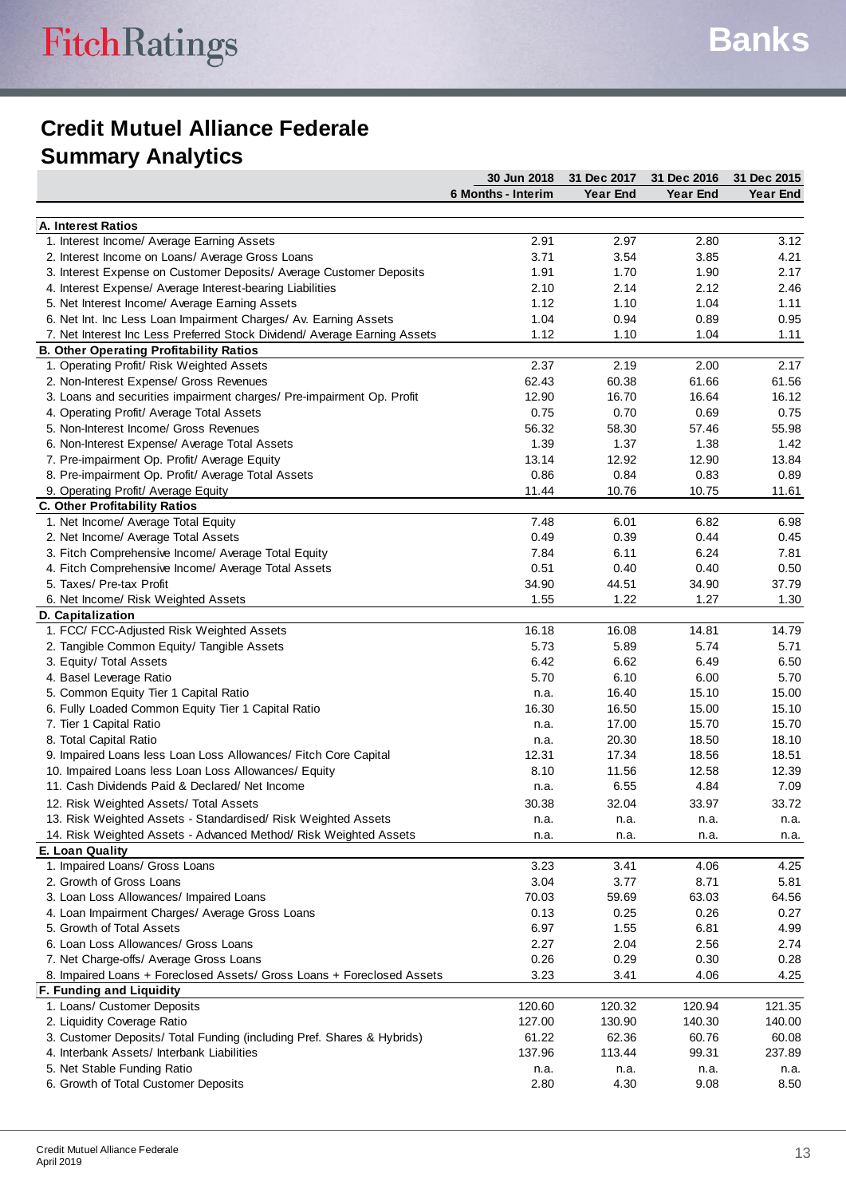# Credit Mutuel Alliance Federale

## Summary Analytics

| | 30 Jun 2018 6 Months - Interim | 31 Dec 2017 Year End | 31 Dec 2016 Year End | 31 Dec 2015 Year End |
|---|---|---|---|---|
| **A. Interest Ratios** | | | | |
| 1. Interest Income/ Average Earning Assets | 2.91 | 2.97 | 2.80 | 3.12 |
| 2. Interest Income on Loans/ Average Gross Loans | 3.71 | 3.54 | 3.85 | 4.21 |
| 3. Interest Expense on Customer Deposits/ Average Customer Deposits | 1.91 | 1.70 | 1.90 | 2.17 |
| 4. Interest Expense/ Average Interest-bearing Liabilities | 2.10 | 2.14 | 2.12 | 2.46 |
| 5. Net Interest Income/ Average Earning Assets | 1.12 | 1.10 | 1.04 | 1.11 |
| 6. Net Int. Inc Less Loan Impairment Charges/ Av. Earning Assets | 1.04 | 0.94 | 0.89 | 0.95 |
| 7. Net Interest Inc Less Preferred Stock Dividend/ Average Earning Assets | 1.12 | 1.10 | 1.04 | 1.11 |
| **B. Other Operating Profitability Ratios** | | | | |
| 1. Operating Profit/ Risk Weighted Assets | 2.37 | 2.19 | 2.00 | 2.17 |
| 2. Non-Interest Expense/ Gross Revenues | 62.43 | 60.38 | 61.66 | 61.56 |
| 3. Loans and securities impairment charges/ Pre-impairment Op. Profit | 12.90 | 16.70 | 16.64 | 16.12 |
| 4. Operating Profit/ Average Total Assets | 0.75 | 0.70 | 0.69 | 0.75 |
| 5. Non-Interest Income/ Gross Revenues | 56.32 | 58.30 | 57.46 | 55.98 |
| 6. Non-Interest Expense/ Average Total Assets | 1.39 | 1.37 | 1.38 | 1.42 |
| 7. Pre-impairment Op. Profit/ Average Equity | 13.14 | 12.92 | 12.90 | 13.84 |
| 8. Pre-impairment Op. Profit/ Average Total Assets | 0.86 | 0.84 | 0.83 | 0.89 |
| 9. Operating Profit/ Average Equity | 11.44 | 10.76 | 10.75 | 11.61 |
| **C. Other Profitability Ratios** | | | | |
| 1. Net Income/ Average Total Equity | 7.48 | 6.01 | 6.82 | 6.98 |
| 2. Net Income/ Average Total Assets | 0.49 | 0.39 | 0.44 | 0.45 |
| 3. Fitch Comprehensive Income/ Average Total Equity | 7.84 | 6.11 | 6.24 | 7.81 |
| 4. Fitch Comprehensive Income/ Average Total Assets | 0.51 | 0.40 | 0.40 | 0.50 |
| 5. Taxes/ Pre-tax Profit | 34.90 | 44.51 | 34.90 | 37.79 |
| 6. Net Income/ Risk Weighted Assets | 1.55 | 1.22 | 1.27 | 1.30 |
| **D. Capitalization** | | | | |
| 1. FCC/ FCC-Adjusted Risk Weighted Assets | 16.18 | 16.08 | 14.81 | 14.79 |
| 2. Tangible Common Equity/ Tangible Assets | 5.73 | 5.89 | 5.74 | 5.71 |
| 3. Equity/ Total Assets | 6.42 | 6.62 | 6.49 | 6.50 |
| 4. Basel Leverage Ratio | 5.70 | 6.10 | 6.00 | 5.70 |
| 5. Common Equity Tier 1 Capital Ratio | n.a. | 16.40 | 15.10 | 15.00 |
| 6. Fully Loaded Common Equity Tier 1 Capital Ratio | 16.30 | 16.50 | 15.00 | 15.10 |
| 7. Tier 1 Capital Ratio | n.a. | 17.00 | 15.70 | 15.70 |
| 8. Total Capital Ratio | n.a. | 20.30 | 18.50 | 18.10 |
| 9. Impaired Loans less Loan Loss Allowances/ Fitch Core Capital | 12.31 | 17.34 | 18.56 | 18.51 |
| 10. Impaired Loans less Loan Loss Allowances/ Equity | 8.10 | 11.56 | 12.58 | 12.39 |
| 11. Cash Dividends Paid & Declared/ Net Income | n.a. | 6.55 | 4.84 | 7.09 |
| 12. Risk Weighted Assets/ Total Assets | 30.38 | 32.04 | 33.97 | 33.72 |
| 13. Risk Weighted Assets - Standardised/ Risk Weighted Assets | n.a. | n.a. | n.a. | n.a. |
| 14. Risk Weighted Assets - Advanced Method/ Risk Weighted Assets | n.a. | n.a. | n.a. | n.a. |
| **E. Loan Quality** | | | | |
| 1. Impaired Loans/ Gross Loans | 3.23 | 3.41 | 4.06 | 4.25 |
| 2. Growth of Gross Loans | 3.04 | 3.77 | 8.71 | 5.81 |
| 3. Loan Loss Allowances/ Impaired Loans | 70.03 | 59.69 | 63.03 | 64.56 |
| 4. Loan Impairment Charges/ Average Gross Loans | 0.13 | 0.25 | 0.26 | 0.27 |
| 5. Growth of Total Assets | 6.97 | 1.55 | 6.81 | 4.99 |
| 6. Loan Loss Allowances/ Gross Loans | 2.27 | 2.04 | 2.56 | 2.74 |
| 7. Net Charge-offs/ Average Gross Loans | 0.26 | 0.29 | 0.30 | 0.28 |
| 8. Impaired Loans + Foreclosed Assets/ Gross Loans + Foreclosed Assets | 3.23 | 3.41 | 4.06 | 4.25 |
| **F. Funding and Liquidity** | | | | |
| 1. Loans/ Customer Deposits | 120.60 | 120.32 | 120.94 | 121.35 |
| 2. Liquidity Coverage Ratio | 127.00 | 130.90 | 140.30 | 140.00 |
| 3. Customer Deposits/ Total Funding (including Pref. Shares & Hybrids) | 61.22 | 62.36 | 60.76 | 60.08 |
| 4. Interbank Assets/ Interbank Liabilities | 137.96 | 113.44 | 99.31 | 237.89 |
| 5. Net Stable Funding Ratio | n.a. | n.a. | n.a. | n.a. |
| 6. Growth of Total Customer Deposits | 2.80 | 4.30 | 9.08 | 8.50 |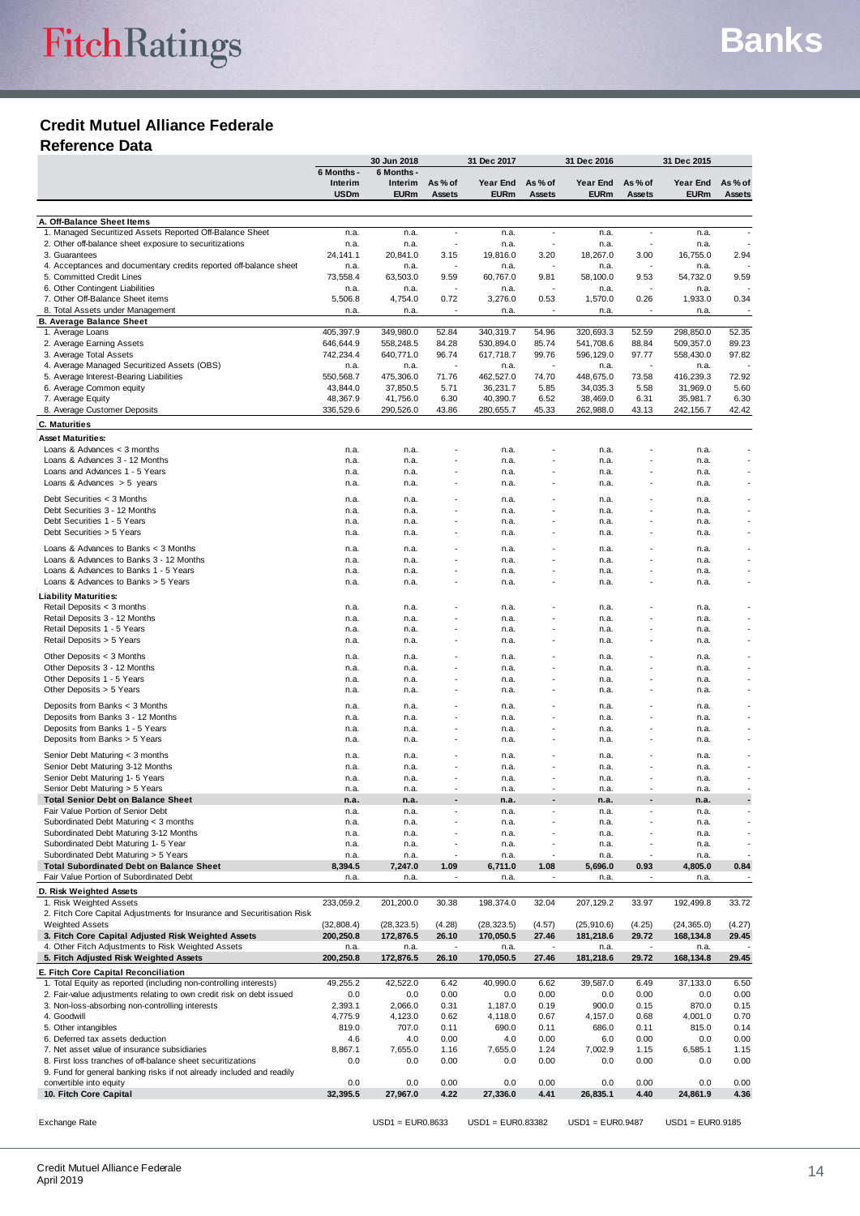## Credit Mutuel Alliance Federale

### Reference Data

| | 30 Jun 2018 | | | 31 Dec 2017 | | 31 Dec 2016 | | 31 Dec 2015 | |
|---|---|---|---|---|---|---|---|---|---|
| | 6 Months - Interim USDm | 6 Months - Interim EURm | As % of Assets | Year End EURm | As % of Assets | Year End EURm | As % of Assets | Year End EURm | As % of Assets |
| **A. Off-Balance Sheet Items** | | | | | | | | | |
| 1. Managed Securitized Assets Reported Off-Balance Sheet | n.a. | n.a. | - | n.a. | - | n.a. | - | n.a. | - |
| 2. Other off-balance sheet exposure to securitizations | n.a. | n.a. | - | n.a. | - | n.a. | - | n.a. | - |
| 3. Guarantees | 24,141.1 | 20,841.0 | 3.15 | 19,816.0 | 3.20 | 18,267.0 | 3.00 | 16,755.0 | 2.94 |
| 4. Acceptances and documentary credits reported off-balance sheet | n.a. | n.a. | - | n.a. | - | n.a. | - | n.a. | - |
| 5. Committed Credit Lines | 73,558.4 | 63,503.0 | 9.59 | 60,767.0 | 9.81 | 58,100.0 | 9.53 | 54,732.0 | 9.59 |
| 6. Other Contingent Liabilities | n.a. | n.a. | - | n.a. | - | n.a. | - | n.a. | - |
| 7. Other Off-Balance Sheet items | 5,506.8 | 4,754.0 | 0.72 | 3,276.0 | 0.53 | 1,570.0 | 0.26 | 1,933.0 | 0.34 |
| 8. Total Assets under Management | n.a. | n.a. | - | n.a. | - | n.a. | - | n.a. | - |
| **B. Average Balance Sheet** | | | | | | | | | |
| 1. Average Loans | 405,397.9 | 349,980.0 | 52.84 | 340,319.7 | 54.96 | 320,693.3 | 52.59 | 298,850.0 | 52.35 |
| 2. Average Earning Assets | 646,644.9 | 558,248.5 | 84.28 | 530,894.0 | 85.74 | 541,708.6 | 88.84 | 509,357.0 | 89.23 |
| 3. Average Total Assets | 742,234.4 | 640,771.0 | 96.74 | 617,718.7 | 99.76 | 596,129.0 | 97.77 | 558,430.0 | 97.82 |
| 4. Average Managed Securitized Assets (OBS) | n.a. | n.a. | - | n.a. | - | n.a. | - | n.a. | - |
| 5. Average Interest-Bearing Liabilities | 550,568.7 | 475,306.0 | 71.76 | 462,527.0 | 74.70 | 448,675.0 | 73.58 | 416,239.3 | 72.92 |
| 6. Average Common equity | 43,844.0 | 37,850.5 | 5.71 | 36,231.7 | 5.85 | 34,035.3 | 5.58 | 31,969.0 | 5.60 |
| 7. Average Equity | 48,367.9 | 41,756.0 | 6.30 | 40,390.7 | 6.52 | 38,469.0 | 6.31 | 35,981.7 | 6.30 |
| 8. Average Customer Deposits | 336,529.6 | 290,526.0 | 43.86 | 280,655.7 | 45.33 | 262,988.0 | 43.13 | 242,156.7 | 42.42 |
| **C. Maturities** | | | | | | | | | |
| **Asset Maturities:** | | | | | | | | | |
| Loans & Advances < 3 months | n.a. | n.a. | - | n.a. | - | n.a. | - | n.a. | - |
| Loans & Advances 3 - 12 Months | n.a. | n.a. | - | n.a. | - | n.a. | - | n.a. | - |
| Loans and Advances 1 - 5 Years | n.a. | n.a. | - | n.a. | - | n.a. | - | n.a. | - |
| Loans & Advances > 5 years | n.a. | n.a. | - | n.a. | - | n.a. | - | n.a. | - |
| Debt Securities < 3 Months | n.a. | n.a. | - | n.a. | - | n.a. | - | n.a. | - |
| Debt Securities 3 - 12 Months | n.a. | n.a. | - | n.a. | - | n.a. | - | n.a. | - |
| Debt Securities 1 - 5 Years | n.a. | n.a. | - | n.a. | - | n.a. | - | n.a. | - |
| Debt Securities > 5 Years | n.a. | n.a. | - | n.a. | - | n.a. | - | n.a. | - |
| Loans & Advances to Banks < 3 Months | n.a. | n.a. | - | n.a. | - | n.a. | - | n.a. | - |
| Loans & Advances to Banks 3 - 12 Months | n.a. | n.a. | - | n.a. | - | n.a. | - | n.a. | - |
| Loans & Advances to Banks 1 - 5 Years | n.a. | n.a. | - | n.a. | - | n.a. | - | n.a. | - |
| Loans & Advances to Banks > 5 Years | n.a. | n.a. | - | n.a. | - | n.a. | - | n.a. | - |
| **Liability Maturities:** | | | | | | | | | |
| Retail Deposits < 3 months | n.a. | n.a. | - | n.a. | - | n.a. | - | n.a. | - |
| Retail Deposits 3 - 12 Months | n.a. | n.a. | - | n.a. | - | n.a. | - | n.a. | - |
| Retail Deposits 1 - 5 Years | n.a. | n.a. | - | n.a. | - | n.a. | - | n.a. | - |
| Retail Deposits > 5 Years | n.a. | n.a. | - | n.a. | - | n.a. | - | n.a. | - |
| Other Deposits < 3 Months | n.a. | n.a. | - | n.a. | - | n.a. | - | n.a. | - |
| Other Deposits 3 - 12 Months | n.a. | n.a. | - | n.a. | - | n.a. | - | n.a. | - |
| Other Deposits 1 - 5 Years | n.a. | n.a. | - | n.a. | - | n.a. | - | n.a. | - |
| Other Deposits > 5 Years | n.a. | n.a. | - | n.a. | - | n.a. | - | n.a. | - |
| Deposits from Banks < 3 Months | n.a. | n.a. | - | n.a. | - | n.a. | - | n.a. | - |
| Deposits from Banks 3 - 12 Months | n.a. | n.a. | - | n.a. | - | n.a. | - | n.a. | - |
| Deposits from Banks 1 - 5 Years | n.a. | n.a. | - | n.a. | - | n.a. | - | n.a. | - |
| Deposits from Banks > 5 Years | n.a. | n.a. | - | n.a. | - | n.a. | - | n.a. | - |
| Senior Debt Maturing < 3 months | n.a. | n.a. | - | n.a. | - | n.a. | - | n.a. | - |
| Senior Debt Maturing 3-12 Months | n.a. | n.a. | - | n.a. | - | n.a. | - | n.a. | - |
| Senior Debt Maturing 1- 5 Years | n.a. | n.a. | - | n.a. | - | n.a. | - | n.a. | - |
| Senior Debt Maturing > 5 Years | n.a. | n.a. | - | n.a. | - | n.a. | - | n.a. | - |
| **Total Senior Debt on Balance Sheet** | **n.a.** | **n.a.** | **-** | **n.a.** | **-** | **n.a.** | **-** | **n.a.** | **-** |
| Fair Value Portion of Senior Debt | n.a. | n.a. | - | n.a. | - | n.a. | - | n.a. | - |
| Subordinated Debt Maturing < 3 months | n.a. | n.a. | - | n.a. | - | n.a. | - | n.a. | - |
| Subordinated Debt Maturing 3-12 Months | n.a. | n.a. | - | n.a. | - | n.a. | - | n.a. | - |
| Subordinated Debt Maturing 1- 5 Year | n.a. | n.a. | - | n.a. | - | n.a. | - | n.a. | - |
| Subordinated Debt Maturing > 5 Years | n.a. | n.a. | - | n.a. | - | n.a. | - | n.a. | - |
| **Total Subordinated Debt on Balance Sheet** | **8,394.5** | **7,247.0** | **1.09** | **6,711.0** | **1.08** | **5,696.0** | **0.93** | **4,805.0** | **0.84** |
| Fair Value Portion of Subordinated Debt | n.a. | n.a. | - | n.a. | - | n.a. | - | n.a. | - |
| **D. Risk Weighted Assets** | | | | | | | | | |
| 1. Risk Weighted Assets | 233,059.2 | 201,200.0 | 30.38 | 198,374.0 | 32.04 | 207,129.2 | 33.97 | 192,499.8 | 33.72 |
| 2. Fitch Core Capital Adjustments for Insurance and Securitisation Risk Weighted Assets | (32,808.4) | (28,323.5) | (4.28) | (28,323.5) | (4.57) | (25,910.6) | (4.25) | (24,365.0) | (4.27) |
| **3. Fitch Core Capital Adjusted Risk Weighted Assets** | **200,250.8** | **172,876.5** | **26.10** | **170,050.5** | **27.46** | **181,218.6** | **29.72** | **168,134.8** | **29.45** |
| 4. Other Fitch Adjustments to Risk Weighted Assets | n.a. | n.a. | - | n.a. | - | n.a. | - | n.a. | - |
| **5. Fitch Adjusted Risk Weighted Assets** | **200,250.8** | **172,876.5** | **26.10** | **170,050.5** | **27.46** | **181,218.6** | **29.72** | **168,134.8** | **29.45** |
| **E. Fitch Core Capital Reconciliation** | | | | | | | | | |
| 1. Total Equity as reported (including non-controlling interests) | 49,255.2 | 42,522.0 | 6.42 | 40,990.0 | 6.62 | 39,587.0 | 6.49 | 37,133.0 | 6.50 |
| 2. Fair-value adjustments relating to own credit risk on debt issued | 0.0 | 0.0 | 0.00 | 0.0 | 0.00 | 0.0 | 0.00 | 0.0 | 0.00 |
| 3. Non-loss-absorbing non-controlling interests | 2,393.1 | 2,066.0 | 0.31 | 1,187.0 | 0.19 | 900.0 | 0.15 | 870.0 | 0.15 |
| 4. Goodwill | 4,775.9 | 4,123.0 | 0.62 | 4,118.0 | 0.67 | 4,157.0 | 0.68 | 4,001.0 | 0.70 |
| 5. Other intangibles | 819.0 | 707.0 | 0.11 | 690.0 | 0.11 | 686.0 | 0.11 | 815.0 | 0.14 |
| 6. Deferred tax assets deduction | 4.6 | 4.0 | 0.00 | 4.0 | 0.00 | 6.0 | 0.00 | 0.0 | 0.00 |
| 7. Net asset value of insurance subsidiaries | 8,867.1 | 7,655.0 | 1.16 | 7,655.0 | 1.24 | 7,002.9 | 1.15 | 6,585.1 | 1.15 |
| 8. First loss tranches of off-balance sheet securitizations | 0.0 | 0.0 | 0.00 | 0.0 | 0.00 | 0.0 | 0.00 | 0.0 | 0.00 |
| 9. Fund for general banking risks if not already included and readily convertible into equity | 0.0 | 0.0 | 0.00 | 0.0 | 0.00 | 0.0 | 0.00 | 0.0 | 0.00 |
| **10. Fitch Core Capital** | **32,395.5** | **27,967.0** | **4.22** | **27,336.0** | **4.41** | **26,835.1** | **4.40** | **24,861.9** | **4.36** |
| Exchange Rate | | USD1 = EUR0.8633 | | USD1 = EUR0.83382 | | USD1 = EUR0.9487 | | USD1 = EUR0.9185 | |

Credit Mutuel Alliance Federale
April 2019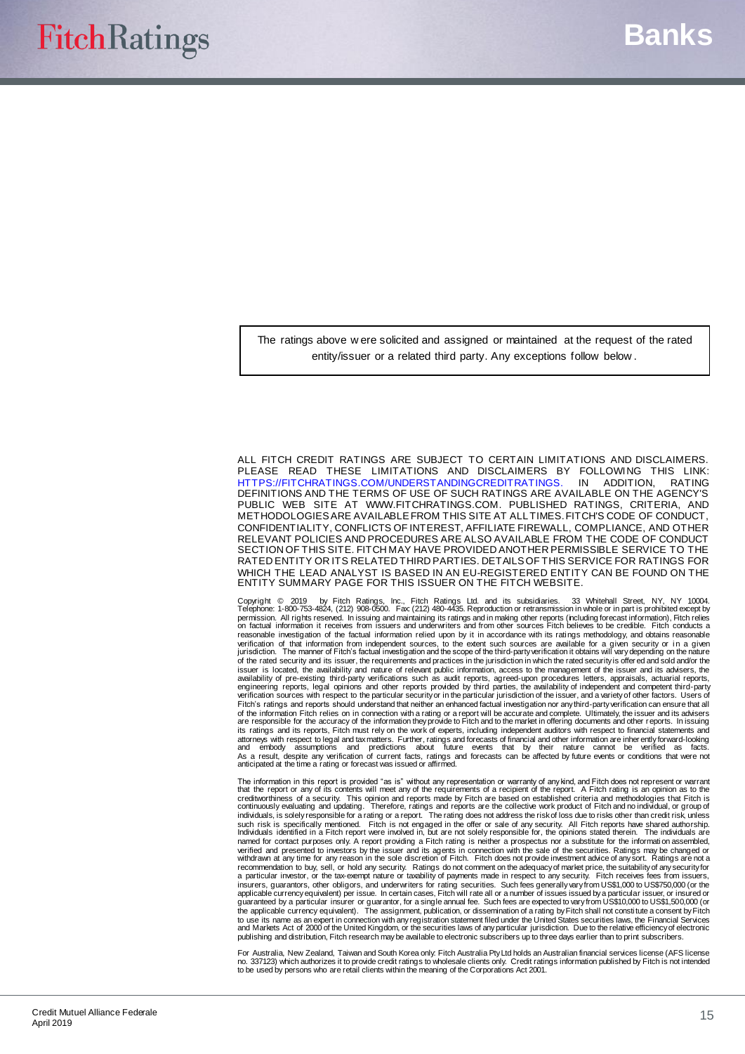The ratings above were solicited and assigned or maintained at the request of the rated entity/issuer or a related third party. Any exceptions follow below.

ALL FITCH CREDIT RATINGS ARE SUBJECT TO CERTAIN LIMITATIONS AND DISCLAIMERS. PLEASE READ THESE LIMITATIONS AND DISCLAIMERS BY FOLLOWING THIS LINK: HTTPS://FITCHRATINGS.COM/UNDERSTANDINGCREDITRATINGS. IN ADDITION, RATING DEFINITIONS AND THE TERMS OF USE OF SUCH RATINGS ARE AVAILABLE ON THE AGENCY'S PUBLIC WEB SITE AT WWW.FITCHRATINGS.COM. PUBLISHED RATINGS, CRITERIA, AND METHODOLOGIES ARE AVAILABLE FROM THIS SITE AT ALL TIMES. FITCH'S CODE OF CONDUCT, CONFIDENTIALITY, CONFLICTS OF INTEREST, AFFILIATE FIREWALL, COMPLIANCE, AND OTHER RELEVANT POLICIES AND PROCEDURES ARE ALSO AVAILABLE FROM THE CODE OF CONDUCT SECTION OF THIS SITE. FITCH MAY HAVE PROVIDED ANOTHER PERMISSIBLE SERVICE TO THE RATED ENTITY OR ITS RELATED THIRD PARTIES. DETAILS OF THIS SERVICE FOR RATINGS FOR WHICH THE LEAD ANALYST IS BASED IN AN EU-REGISTERED ENTITY CAN BE FOUND ON THE ENTITY SUMMARY PAGE FOR THIS ISSUER ON THE FITCH WEBSITE.

Copyright © 2019 by Fitch Ratings, Inc., Fitch Ratings Ltd. and its subsidiaries. 33 Whitehall Street, NY, NY 10004. Telephone: 1-800-753-4824, (212) 908-0500. Fax: (212) 480-4435. Reproduction or retransmission in whole or in part is prohibited except by permission. All rights reserved. In issuing and maintaining its ratings and in making other reports (including forecast information), Fitch relies on factual information it receives from issuers and underwriters and from other sources Fitch believes to be credible. Fitch conducts a reasonable investigation of the factual information relied upon by it in accordance with its ratings methodology, and obtains reasonable verification of that information from independent sources, to the extent such sources are available for a given security or in a given jurisdiction. The manner of Fitch's factual investigation and the scope of the third-party verification it obtains will vary depending on the nature of the rated security and its issuer, the requirements and practices in the jurisdiction in which the rated security is offered and sold and/or the issuer is located, the availability and nature of relevant public information, access to the management of the issuer and its advisers, the availability of pre-existing third-party verifications such as audit reports, agreed-upon procedures letters, appraisals, actuarial reports, engineering reports, legal opinions and other reports provided by third parties, the availability of independent and competent third-party verification sources with respect to the particular security or in the particular jurisdiction of the issuer, and a variety of other factors. Users of Fitch's ratings and reports should understand that neither an enhanced factual investigation nor any third-party verification can ensure that all of the information Fitch relies on in connection with a rating or a report will be accurate and complete. Ultimately, the issuer and its advisers are responsible for the accuracy of the information they provide to Fitch and to the market in offering documents and other reports. In issuing its ratings and its reports, Fitch must rely on the work of experts, including independent auditors with respect to financial statements and attorneys with respect to legal and tax matters. Further, ratings and forecasts of financial and other information are inherently forward-looking and embody assumptions and predictions about future events that by their nature cannot be verified as facts. As a result, despite any verification of current facts, ratings and forecasts can be affected by future events or conditions that were not anticipated at the time a rating or forecast was issued or affirmed.

The information in this report is provided "as is" without any representation or warranty of any kind, and Fitch does not represent or warrant that the report or any of its contents will meet any of the requirements of a recipient of the report. A Fitch rating is an opinion as to the creditworthiness of a security. This opinion and reports made by Fitch are based on established criteria and methodologies that Fitch is continuously evaluating and updating. Therefore, ratings and reports are the collective work product of Fitch and no individual, or group of individuals, is solely responsible for a rating or a report. The rating does not address the risk of loss due to risks other than credit risk, unless such risk is specifically mentioned. Fitch is not engaged in the offer or sale of any security. All Fitch reports have shared authorship. Individuals identified in a Fitch report were involved in, but are not solely responsible for, the opinions stated therein. The individuals are named for contact purposes only. A report providing a Fitch rating is neither a prospectus nor a substitute for the information assembled, verified and presented to investors by the issuer and its agents in connection with the sale of the securities. Ratings may be changed or withdrawn at any time for any reason in the sole discretion of Fitch. Fitch does not provide investment advice of any sort. Ratings are not a recommendation to buy, sell, or hold any security. Ratings do not comment on the adequacy of market price, the suitability of any security for a particular investor, or the tax-exempt nature or taxability of payments made in respect to any security. Fitch receives fees from issuers, insurers, guarantors, other obligors, and underwriters for rating securities. Such fees generally vary from US$1,000 to US$750,000 (or the applicable currency equivalent) per issue. In certain cases, Fitch will rate all or a number of issues issued by a particular issuer, or insured or guaranteed by a particular insurer or guarantor, for a single annual fee. Such fees are expected to vary from US$10,000 to US$1,500,000 (or the applicable currency equivalent). The assignment, publication, or dissemination of a rating by Fitch shall not constitute a consent by Fitch to use its name as an expert in connection with any registration statement filed under the United States securities laws, the Financial Services and Markets Act of 2000 of the United Kingdom, or the securities laws of any particular jurisdiction. Due to the relative efficiency of electronic publishing and distribution, Fitch research may be available to electronic subscribers up to three days earlier than to print subscribers.

For Australia, New Zealand, Taiwan and South Korea only: Fitch Australia Pty Ltd holds an Australian financial services license (AFS license no. 337123) which authorizes it to provide credit ratings to wholesale clients only. Credit ratings information published by Fitch is not intended to be used by persons who are retail clients within the meaning of the Corporations Act 2001.